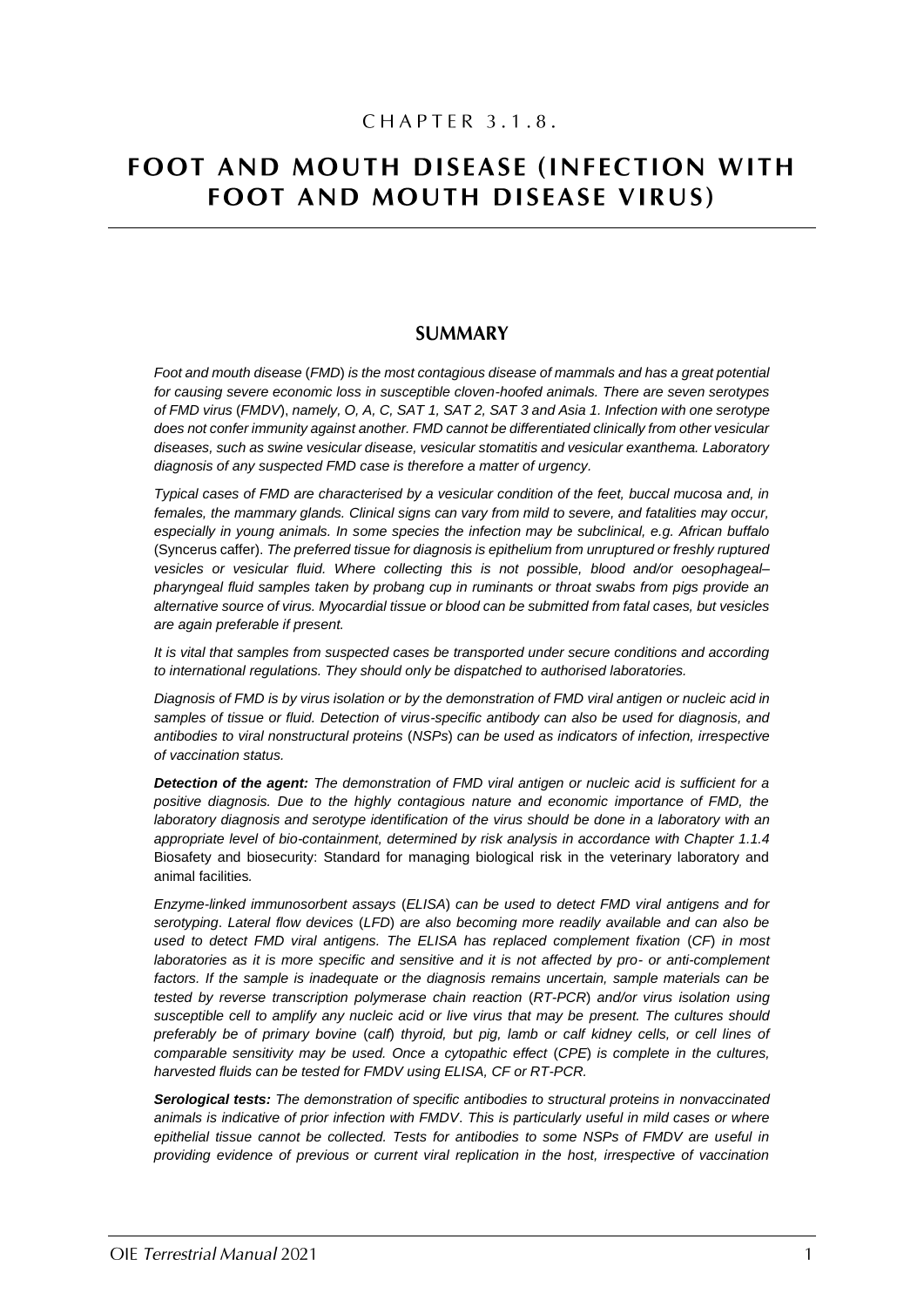CHAPTER 3.1.8.

# FOOT AND MOUTH DISEASE (INFECTION WITH FOOT AND MOUTH DISEASE VIRUS)

## SUMMARY

*Foot and mouth disease (FMD) is the most contagious disease of mammals and has a great potential for causing severe economic loss in susceptible cloven-hoofed animals. There are seven serotypes of FMD virus (FMDV), namely, O, A, C, SAT 1, SAT 2, SAT 3 and Asia 1. Infection with one serotype does not confer immunity against another. FMD cannot be differentiated clinically from other vesicular diseases, such as swine vesicular disease, vesicular stomatitis and vesicular exanthema. Laboratory diagnosis of any suspected FMD case is therefore a matter of urgency.*

*Typical cases of FMD are characterised by a vesicular condition of the feet, buccal mucosa and, in females, the mammary glands. Clinical signs can vary from mild to severe, and fatalities may occur, especially in young animals. In some species the infection may be subclinical, e.g. African buffalo* (Syncerus caffer). *The preferred tissue for diagnosis is epithelium from unruptured or freshly ruptured vesicles or vesicular fluid. Where collecting this is not possible, blood and/or oesophageal–pharyngeal fluid samples taken by probang cup in ruminants or throat swabs from pigs provide an alternative source of virus. Myocardial tissue or blood can be submitted from fatal cases, but vesicles are again preferable if present.*

*It is vital that samples from suspected cases be transported under secure conditions and according to international regulations. They should only be dispatched to authorised laboratories.*

*Diagnosis of FMD is by virus isolation or by the demonstration of FMD viral antigen or nucleic acid in samples of tissue or fluid. Detection of virus-specific antibody can also be used for diagnosis, and antibodies to viral nonstructural proteins (NSPs) can be used as indicators of infection, irrespective of vaccination status.*

***Detection of the agent:*** *The demonstration of FMD viral antigen or nucleic acid is sufficient for a positive diagnosis. Due to the highly contagious nature and economic importance of FMD, the laboratory diagnosis and serotype identification of the virus should be done in a laboratory with an appropriate level of bio-containment, determined by risk analysis in accordance with Chapter 1.1.4* Biosafety and biosecurity: Standard for managing biological risk in the veterinary laboratory and animal facilities*.*

*Enzyme-linked immunosorbent assays (ELISA) can be used to detect FMD viral antigens and for serotyping. Lateral flow devices (LFD) are also becoming more readily available and can also be used to detect FMD viral antigens. The ELISA has replaced complement fixation (CF) in most laboratories as it is more specific and sensitive and it is not affected by pro- or anti-complement factors. If the sample is inadequate or the diagnosis remains uncertain, sample materials can be tested by reverse transcription polymerase chain reaction (RT-PCR) and/or virus isolation using susceptible cell to amplify any nucleic acid or live virus that may be present. The cultures should preferably be of primary bovine (calf) thyroid, but pig, lamb or calf kidney cells, or cell lines of comparable sensitivity may be used. Once a cytopathic effect (CPE) is complete in the cultures, harvested fluids can be tested for FMDV using ELISA, CF or RT-PCR.*

***Serological tests:*** *The demonstration of specific antibodies to structural proteins in nonvaccinated animals is indicative of prior infection with FMDV. This is particularly useful in mild cases or where epithelial tissue cannot be collected. Tests for antibodies to some NSPs of FMDV are useful in providing evidence of previous or current viral replication in the host, irrespective of vaccination*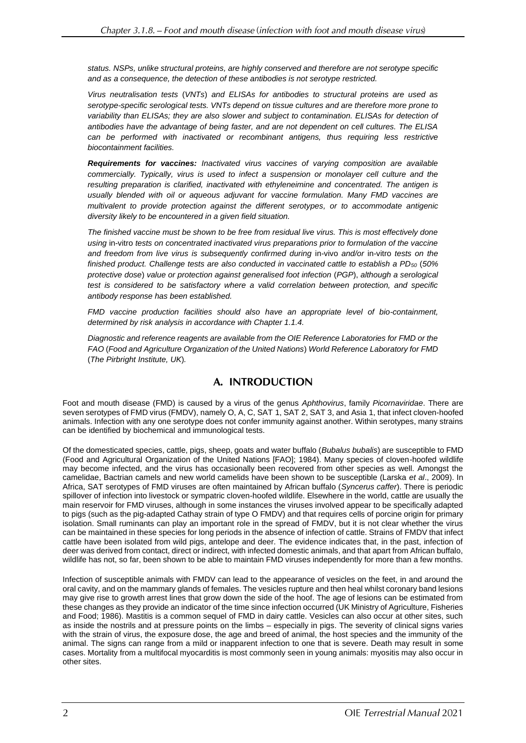*status. NSPs, unlike structural proteins, are highly conserved and therefore are not serotype specific and as a consequence, the detection of these antibodies is not serotype restricted.*

*Virus neutralisation tests (VNTs) and ELISAs for antibodies to structural proteins are used as serotype-specific serological tests. VNTs depend on tissue cultures and are therefore more prone to variability than ELISAs; they are also slower and subject to contamination. ELISAs for detection of antibodies have the advantage of being faster, and are not dependent on cell cultures. The ELISA can be performed with inactivated or recombinant antigens, thus requiring less restrictive biocontainment facilities.*

***Requirements for vaccines:*** *Inactivated virus vaccines of varying composition are available commercially. Typically, virus is used to infect a suspension or monolayer cell culture and the resulting preparation is clarified, inactivated with ethyleneimine and concentrated. The antigen is usually blended with oil or aqueous adjuvant for vaccine formulation. Many FMD vaccines are multivalent to provide protection against the different serotypes, or to accommodate antigenic diversity likely to be encountered in a given field situation.*

*The finished vaccine must be shown to be free from residual live virus. This is most effectively done using* in-vitro *tests on concentrated inactivated virus preparations prior to formulation of the vaccine and freedom from live virus is subsequently confirmed during* in-vivo *and/or* in-vitro *tests on the finished product. Challenge tests are also conducted in vaccinated cattle to establish a $PD_{50}$ (50% protective dose) value or protection against generalised foot infection (PGP), although a serological test is considered to be satisfactory where a valid correlation between protection, and specific antibody response has been established.*

*FMD vaccine production facilities should also have an appropriate level of bio-containment, determined by risk analysis in accordance with Chapter 1.1.4.*

*Diagnostic and reference reagents are available from the OIE Reference Laboratories for FMD or the FAO (Food and Agriculture Organization of the United Nations) World Reference Laboratory for FMD (The Pirbright Institute, UK).*

## A. INTRODUCTION

Foot and mouth disease (FMD) is caused by a virus of the genus *Aphthovirus*, family *Picornaviridae*. There are seven serotypes of FMD virus (FMDV), namely O, A, C, SAT 1, SAT 2, SAT 3, and Asia 1, that infect cloven-hoofed animals. Infection with any one serotype does not confer immunity against another. Within serotypes, many strains can be identified by biochemical and immunological tests.

Of the domesticated species, cattle, pigs, sheep, goats and water buffalo (*Bubalus bubalis*) are susceptible to FMD (Food and Agricultural Organization of the United Nations [FAO]; 1984). Many species of cloven-hoofed wildlife may become infected, and the virus has occasionally been recovered from other species as well. Amongst the camelidae, Bactrian camels and new world camelids have been shown to be susceptible (Larska *et al*., 2009). In Africa, SAT serotypes of FMD viruses are often maintained by African buffalo (*Syncerus caffer*). There is periodic spillover of infection into livestock or sympatric cloven-hoofed wildlife. Elsewhere in the world, cattle are usually the main reservoir for FMD viruses, although in some instances the viruses involved appear to be specifically adapted to pigs (such as the pig-adapted Cathay strain of type O FMDV) and that requires cells of porcine origin for primary isolation. Small ruminants can play an important role in the spread of FMDV, but it is not clear whether the virus can be maintained in these species for long periods in the absence of infection of cattle. Strains of FMDV that infect cattle have been isolated from wild pigs, antelope and deer. The evidence indicates that, in the past, infection of deer was derived from contact, direct or indirect, with infected domestic animals, and that apart from African buffalo, wildlife has not, so far, been shown to be able to maintain FMD viruses independently for more than a few months.

Infection of susceptible animals with FMDV can lead to the appearance of vesicles on the feet, in and around the oral cavity, and on the mammary glands of females. The vesicles rupture and then heal whilst coronary band lesions may give rise to growth arrest lines that grow down the side of the hoof. The age of lesions can be estimated from these changes as they provide an indicator of the time since infection occurred (UK Ministry of Agriculture, Fisheries and Food; 1986). Mastitis is a common sequel of FMD in dairy cattle. Vesicles can also occur at other sites, such as inside the nostrils and at pressure points on the limbs – especially in pigs. The severity of clinical signs varies with the strain of virus, the exposure dose, the age and breed of animal, the host species and the immunity of the animal. The signs can range from a mild or inapparent infection to one that is severe. Death may result in some cases. Mortality from a multifocal myocarditis is most commonly seen in young animals: myositis may also occur in other sites.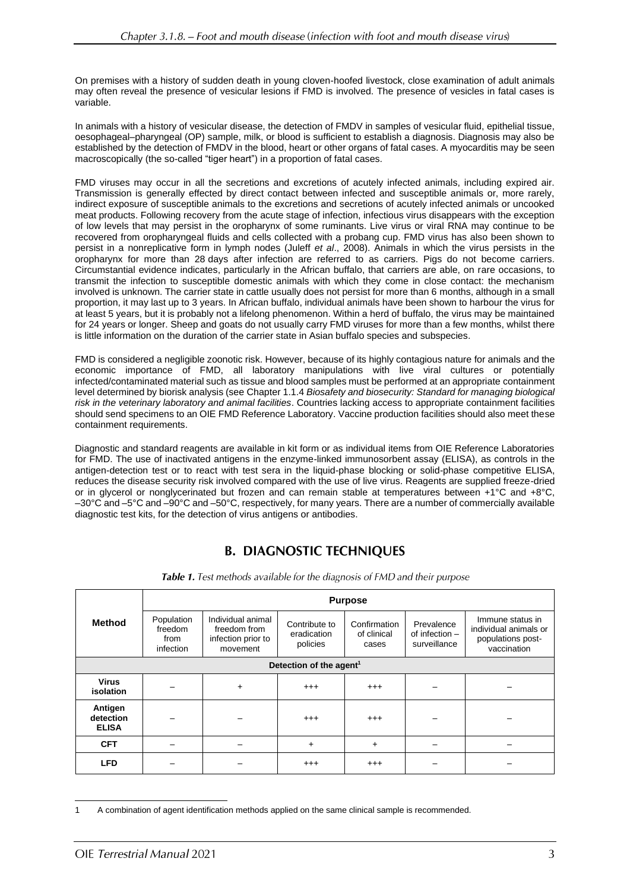On premises with a history of sudden death in young cloven-hoofed livestock, close examination of adult animals may often reveal the presence of vesicular lesions if FMD is involved. The presence of vesicles in fatal cases is variable.

In animals with a history of vesicular disease, the detection of FMDV in samples of vesicular fluid, epithelial tissue, oesophageal–pharyngeal (OP) sample, milk, or blood is sufficient to establish a diagnosis. Diagnosis may also be established by the detection of FMDV in the blood, heart or other organs of fatal cases. A myocarditis may be seen macroscopically (the so-called "tiger heart") in a proportion of fatal cases.

FMD viruses may occur in all the secretions and excretions of acutely infected animals, including expired air. Transmission is generally effected by direct contact between infected and susceptible animals or, more rarely, indirect exposure of susceptible animals to the excretions and secretions of acutely infected animals or uncooked meat products. Following recovery from the acute stage of infection, infectious virus disappears with the exception of low levels that may persist in the oropharynx of some ruminants. Live virus or viral RNA may continue to be recovered from oropharyngeal fluids and cells collected with a probang cup. FMD virus has also been shown to persist in a nonreplicative form in lymph nodes (Juleff *et al*., 2008). Animals in which the virus persists in the oropharynx for more than 28 days after infection are referred to as carriers. Pigs do not become carriers. Circumstantial evidence indicates, particularly in the African buffalo, that carriers are able, on rare occasions, to transmit the infection to susceptible domestic animals with which they come in close contact: the mechanism involved is unknown. The carrier state in cattle usually does not persist for more than 6 months, although in a small proportion, it may last up to 3 years. In African buffalo, individual animals have been shown to harbour the virus for at least 5 years, but it is probably not a lifelong phenomenon. Within a herd of buffalo, the virus may be maintained for 24 years or longer. Sheep and goats do not usually carry FMD viruses for more than a few months, whilst there is little information on the duration of the carrier state in Asian buffalo species and subspecies.

FMD is considered a negligible zoonotic risk. However, because of its highly contagious nature for animals and the economic importance of FMD, all laboratory manipulations with live viral cultures or potentially infected/contaminated material such as tissue and blood samples must be performed at an appropriate containment level determined by biorisk analysis (see Chapter 1.1.4 *Biosafety and biosecurity: Standard for managing biological risk in the veterinary laboratory and animal facilities*. Countries lacking access to appropriate containment facilities should send specimens to an OIE FMD Reference Laboratory. Vaccine production facilities should also meet these containment requirements.

Diagnostic and standard reagents are available in kit form or as individual items from OIE Reference Laboratories for FMD. The use of inactivated antigens in the enzyme-linked immunosorbent assay (ELISA), as controls in the antigen-detection test or to react with test sera in the liquid-phase blocking or solid-phase competitive ELISA, reduces the disease security risk involved compared with the use of live virus. Reagents are supplied freeze-dried or in glycerol or nonglycerinated but frozen and can remain stable at temperatures between +1°C and +8°C, –30°C and –5°C and –90°C and –50°C, respectively, for many years. There are a number of commercially available diagnostic test kits, for the detection of virus antigens or antibodies.

## B. DIAGNOSTIC TECHNIQUES

***Table 1.*** *Test methods available for the diagnosis of FMD and their purpose*

| Method | Purpose | | | | | |
|---|---|---|---|---|---|---|
| | Population freedom from infection | Individual animal freedom from infection prior to movement | Contribute to eradication policies | Confirmation of clinical cases | Prevalence of infection – surveillance | Immune status in individual animals or populations post-vaccination |
| **Detection of the agent[1]** | | | | | | |
| **Virus isolation** | – | + | +++ | +++ | – | – |
| **Antigen detection ELISA** | – | – | +++ | +++ | – | – |
| **CFT** | – | – | + | + | – | – |
| **LFD** | – | – | +++ | +++ | – | – |

1 A combination of agent identification methods applied on the same clinical sample is recommended.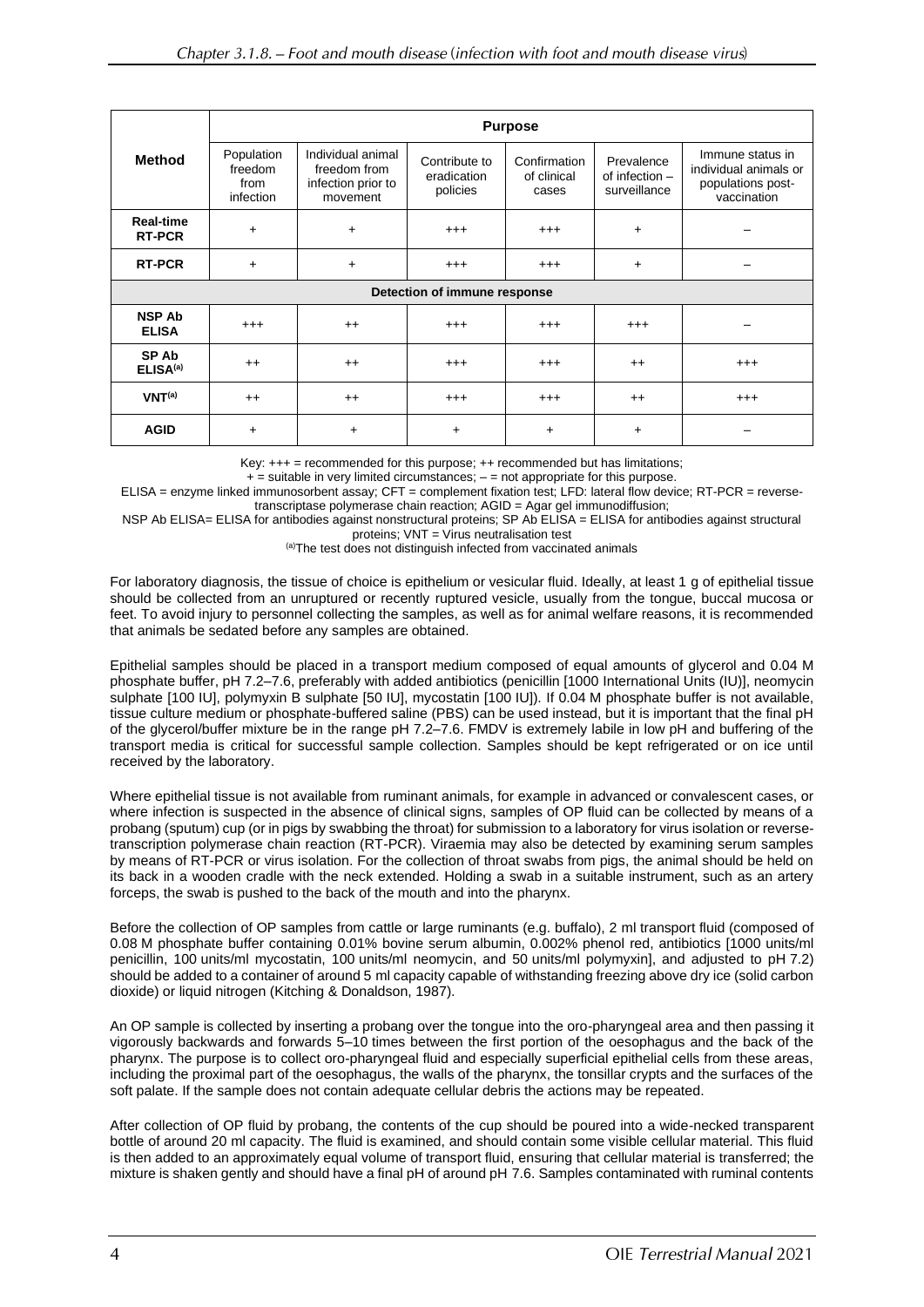| Method | Purpose | | | | | |
|---|---|---|---|---|---|---|
| | Population freedom from infection | Individual animal freedom from infection prior to movement | Contribute to eradication policies | Confirmation of clinical cases | Prevalence of infection – surveillance | Immune status in individual animals or populations post-vaccination |
| **Real-time RT-PCR** | + | + | +++ | +++ | + | – |
| **RT-PCR** | + | + | +++ | +++ | + | – |
| **Detection of immune response** | | | | | | |
| **NSP Ab ELISA** | +++ | ++ | +++ | +++ | +++ | – |
| **SP Ab ELISA[(a)]** | ++ | ++ | +++ | +++ | ++ | +++ |
| **VNT[(a)]** | ++ | ++ | +++ | +++ | ++ | +++ |
| **AGID** | + | + | + | + | + | – |

Key: +++ = recommended for this purpose; ++ recommended but has limitations;
+ = suitable in very limited circumstances; – = not appropriate for this purpose.
ELISA = enzyme linked immunosorbent assay; CFT = complement fixation test; LFD: lateral flow device; RT-PCR = reverse-transcriptase polymerase chain reaction; AGID = Agar gel immunodiffusion;
NSP Ab ELISA= ELISA for antibodies against nonstructural proteins; SP Ab ELISA = ELISA for antibodies against structural proteins; VNT = Virus neutralisation test
[(a)]The test does not distinguish infected from vaccinated animals

For laboratory diagnosis, the tissue of choice is epithelium or vesicular fluid. Ideally, at least 1 g of epithelial tissue should be collected from an unruptured or recently ruptured vesicle, usually from the tongue, buccal mucosa or feet. To avoid injury to personnel collecting the samples, as well as for animal welfare reasons, it is recommended that animals be sedated before any samples are obtained.

Epithelial samples should be placed in a transport medium composed of equal amounts of glycerol and 0.04 M phosphate buffer, pH 7.2–7.6, preferably with added antibiotics (penicillin [1000 International Units (IU)], neomycin sulphate [100 IU], polymyxin B sulphate [50 IU], mycostatin [100 IU]). If 0.04 M phosphate buffer is not available, tissue culture medium or phosphate-buffered saline (PBS) can be used instead, but it is important that the final pH of the glycerol/buffer mixture be in the range pH 7.2–7.6. FMDV is extremely labile in low pH and buffering of the transport media is critical for successful sample collection. Samples should be kept refrigerated or on ice until received by the laboratory.

Where epithelial tissue is not available from ruminant animals, for example in advanced or convalescent cases, or where infection is suspected in the absence of clinical signs, samples of OP fluid can be collected by means of a probang (sputum) cup (or in pigs by swabbing the throat) for submission to a laboratory for virus isolation or reverse-transcription polymerase chain reaction (RT-PCR). Viraemia may also be detected by examining serum samples by means of RT-PCR or virus isolation. For the collection of throat swabs from pigs, the animal should be held on its back in a wooden cradle with the neck extended. Holding a swab in a suitable instrument, such as an artery forceps, the swab is pushed to the back of the mouth and into the pharynx.

Before the collection of OP samples from cattle or large ruminants (e.g. buffalo), 2 ml transport fluid (composed of 0.08 M phosphate buffer containing 0.01% bovine serum albumin, 0.002% phenol red, antibiotics [1000 units/ml penicillin, 100 units/ml mycostatin, 100 units/ml neomycin, and 50 units/ml polymyxin], and adjusted to pH 7.2) should be added to a container of around 5 ml capacity capable of withstanding freezing above dry ice (solid carbon dioxide) or liquid nitrogen (Kitching & Donaldson, 1987).

An OP sample is collected by inserting a probang over the tongue into the oro-pharyngeal area and then passing it vigorously backwards and forwards 5–10 times between the first portion of the oesophagus and the back of the pharynx. The purpose is to collect oro-pharyngeal fluid and especially superficial epithelial cells from these areas, including the proximal part of the oesophagus, the walls of the pharynx, the tonsillar crypts and the surfaces of the soft palate. If the sample does not contain adequate cellular debris the actions may be repeated.

After collection of OP fluid by probang, the contents of the cup should be poured into a wide-necked transparent bottle of around 20 ml capacity. The fluid is examined, and should contain some visible cellular material. This fluid is then added to an approximately equal volume of transport fluid, ensuring that cellular material is transferred; the mixture is shaken gently and should have a final pH of around pH 7.6. Samples contaminated with ruminal contents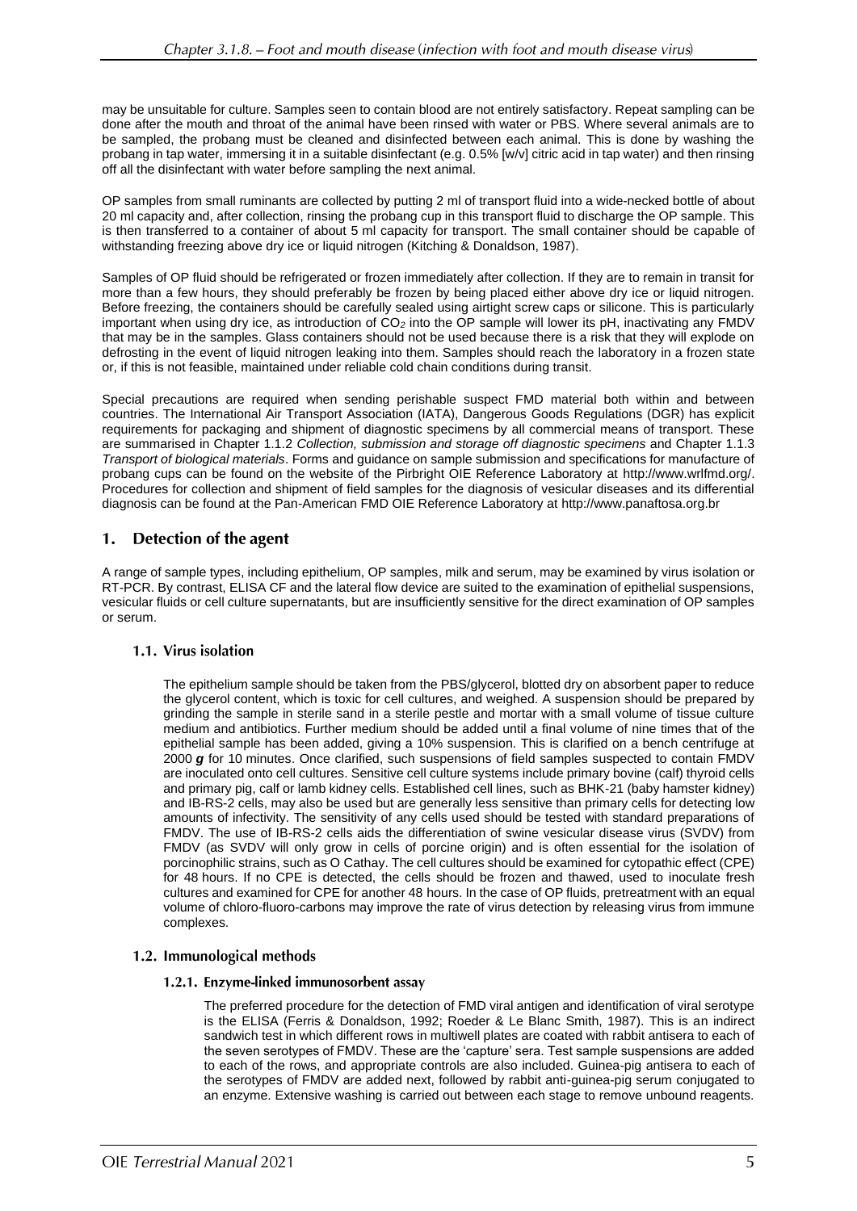may be unsuitable for culture. Samples seen to contain blood are not entirely satisfactory. Repeat sampling can be done after the mouth and throat of the animal have been rinsed with water or PBS. Where several animals are to be sampled, the probang must be cleaned and disinfected between each animal. This is done by washing the probang in tap water, immersing it in a suitable disinfectant (e.g. 0.5% [w/v] citric acid in tap water) and then rinsing off all the disinfectant with water before sampling the next animal.

OP samples from small ruminants are collected by putting 2 ml of transport fluid into a wide-necked bottle of about 20 ml capacity and, after collection, rinsing the probang cup in this transport fluid to discharge the OP sample. This is then transferred to a container of about 5 ml capacity for transport. The small container should be capable of withstanding freezing above dry ice or liquid nitrogen (Kitching & Donaldson, 1987).

Samples of OP fluid should be refrigerated or frozen immediately after collection. If they are to remain in transit for more than a few hours, they should preferably be frozen by being placed either above dry ice or liquid nitrogen. Before freezing, the containers should be carefully sealed using airtight screw caps or silicone. This is particularly important when using dry ice, as introduction of $CO_2$ into the OP sample will lower its pH, inactivating any FMDV that may be in the samples. Glass containers should not be used because there is a risk that they will explode on defrosting in the event of liquid nitrogen leaking into them. Samples should reach the laboratory in a frozen state or, if this is not feasible, maintained under reliable cold chain conditions during transit.

Special precautions are required when sending perishable suspect FMD material both within and between countries. The International Air Transport Association (IATA), Dangerous Goods Regulations (DGR) has explicit requirements for packaging and shipment of diagnostic specimens by all commercial means of transport. These are summarised in Chapter 1.1.2 *Collection, submission and storage off diagnostic specimens* and Chapter 1.1.3 *Transport of biological materials*. Forms and guidance on sample submission and specifications for manufacture of probang cups can be found on the website of the Pirbright OIE Reference Laboratory at http://www.wrlfmd.org/. Procedures for collection and shipment of field samples for the diagnosis of vesicular diseases and its differential diagnosis can be found at the Pan-American FMD OIE Reference Laboratory at http://www.panaftosa.org.br

## 1. Detection of the agent

A range of sample types, including epithelium, OP samples, milk and serum, may be examined by virus isolation or RT-PCR. By contrast, ELISA CF and the lateral flow device are suited to the examination of epithelial suspensions, vesicular fluids or cell culture supernatants, but are insufficiently sensitive for the direct examination of OP samples or serum.

### 1.1. Virus isolation

The epithelium sample should be taken from the PBS/glycerol, blotted dry on absorbent paper to reduce the glycerol content, which is toxic for cell cultures, and weighed. A suspension should be prepared by grinding the sample in sterile sand in a sterile pestle and mortar with a small volume of tissue culture medium and antibiotics. Further medium should be added until a final volume of nine times that of the epithelial sample has been added, giving a 10% suspension. This is clarified on a bench centrifuge at 2000 ***g*** for 10 minutes. Once clarified, such suspensions of field samples suspected to contain FMDV are inoculated onto cell cultures. Sensitive cell culture systems include primary bovine (calf) thyroid cells and primary pig, calf or lamb kidney cells. Established cell lines, such as BHK-21 (baby hamster kidney) and IB-RS-2 cells, may also be used but are generally less sensitive than primary cells for detecting low amounts of infectivity. The sensitivity of any cells used should be tested with standard preparations of FMDV. The use of IB-RS-2 cells aids the differentiation of swine vesicular disease virus (SVDV) from FMDV (as SVDV will only grow in cells of porcine origin) and is often essential for the isolation of porcinophilic strains, such as O Cathay. The cell cultures should be examined for cytopathic effect (CPE) for 48 hours. If no CPE is detected, the cells should be frozen and thawed, used to inoculate fresh cultures and examined for CPE for another 48 hours. In the case of OP fluids, pretreatment with an equal volume of chloro-fluoro-carbons may improve the rate of virus detection by releasing virus from immune complexes.

### 1.2. Immunological methods

#### 1.2.1. Enzyme-linked immunosorbent assay

The preferred procedure for the detection of FMD viral antigen and identification of viral serotype is the ELISA (Ferris & Donaldson, 1992; Roeder & Le Blanc Smith, 1987). This is an indirect sandwich test in which different rows in multiwell plates are coated with rabbit antisera to each of the seven serotypes of FMDV. These are the 'capture' sera. Test sample suspensions are added to each of the rows, and appropriate controls are also included. Guinea-pig antisera to each of the serotypes of FMDV are added next, followed by rabbit anti-guinea-pig serum conjugated to an enzyme. Extensive washing is carried out between each stage to remove unbound reagents.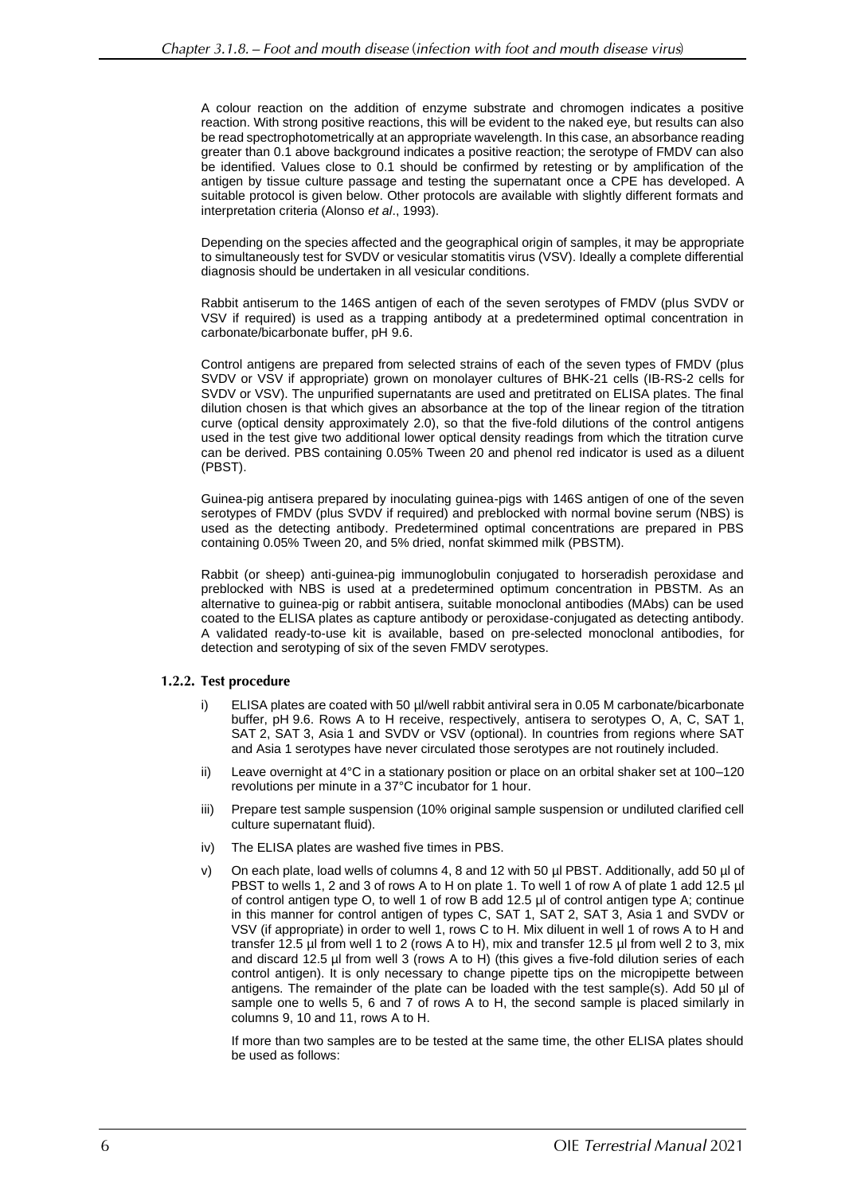A colour reaction on the addition of enzyme substrate and chromogen indicates a positive reaction. With strong positive reactions, this will be evident to the naked eye, but results can also be read spectrophotometrically at an appropriate wavelength. In this case, an absorbance reading greater than 0.1 above background indicates a positive reaction; the serotype of FMDV can also be identified. Values close to 0.1 should be confirmed by retesting or by amplification of the antigen by tissue culture passage and testing the supernatant once a CPE has developed. A suitable protocol is given below. Other protocols are available with slightly different formats and interpretation criteria (Alonso *et al*., 1993).

Depending on the species affected and the geographical origin of samples, it may be appropriate to simultaneously test for SVDV or vesicular stomatitis virus (VSV). Ideally a complete differential diagnosis should be undertaken in all vesicular conditions.

Rabbit antiserum to the 146S antigen of each of the seven serotypes of FMDV (plus SVDV or VSV if required) is used as a trapping antibody at a predetermined optimal concentration in carbonate/bicarbonate buffer, pH 9.6.

Control antigens are prepared from selected strains of each of the seven types of FMDV (plus SVDV or VSV if appropriate) grown on monolayer cultures of BHK-21 cells (IB-RS-2 cells for SVDV or VSV). The unpurified supernatants are used and pretitrated on ELISA plates. The final dilution chosen is that which gives an absorbance at the top of the linear region of the titration curve (optical density approximately 2.0), so that the five-fold dilutions of the control antigens used in the test give two additional lower optical density readings from which the titration curve can be derived. PBS containing 0.05% Tween 20 and phenol red indicator is used as a diluent (PBST).

Guinea-pig antisera prepared by inoculating guinea-pigs with 146S antigen of one of the seven serotypes of FMDV (plus SVDV if required) and preblocked with normal bovine serum (NBS) is used as the detecting antibody. Predetermined optimal concentrations are prepared in PBS containing 0.05% Tween 20, and 5% dried, nonfat skimmed milk (PBSTM).

Rabbit (or sheep) anti-guinea-pig immunoglobulin conjugated to horseradish peroxidase and preblocked with NBS is used at a predetermined optimum concentration in PBSTM. As an alternative to guinea-pig or rabbit antisera, suitable monoclonal antibodies (MAbs) can be used coated to the ELISA plates as capture antibody or peroxidase-conjugated as detecting antibody. A validated ready-to-use kit is available, based on pre-selected monoclonal antibodies, for detection and serotyping of six of the seven FMDV serotypes.

### 1.2.2. Test procedure

i) ELISA plates are coated with 50 µl/well rabbit antiviral sera in 0.05 M carbonate/bicarbonate buffer, pH 9.6. Rows A to H receive, respectively, antisera to serotypes O, A, C, SAT 1, SAT 2, SAT 3, Asia 1 and SVDV or VSV (optional). In countries from regions where SAT and Asia 1 serotypes have never circulated those serotypes are not routinely included.

ii) Leave overnight at 4°C in a stationary position or place on an orbital shaker set at 100–120 revolutions per minute in a 37°C incubator for 1 hour.

iii) Prepare test sample suspension (10% original sample suspension or undiluted clarified cell culture supernatant fluid).

iv) The ELISA plates are washed five times in PBS.

v) On each plate, load wells of columns 4, 8 and 12 with 50 µl PBST. Additionally, add 50 µl of PBST to wells 1, 2 and 3 of rows A to H on plate 1. To well 1 of row A of plate 1 add 12.5 µl of control antigen type O, to well 1 of row B add 12.5 µl of control antigen type A; continue in this manner for control antigen of types C, SAT 1, SAT 2, SAT 3, Asia 1 and SVDV or VSV (if appropriate) in order to well 1, rows C to H. Mix diluent in well 1 of rows A to H and transfer 12.5 µl from well 1 to 2 (rows A to H), mix and transfer 12.5 µl from well 2 to 3, mix and discard 12.5 µl from well 3 (rows A to H) (this gives a five-fold dilution series of each control antigen). It is only necessary to change pipette tips on the micropipette between antigens. The remainder of the plate can be loaded with the test sample(s). Add 50 µl of sample one to wells 5, 6 and 7 of rows A to H, the second sample is placed similarly in columns 9, 10 and 11, rows A to H.

   If more than two samples are to be tested at the same time, the other ELISA plates should be used as follows: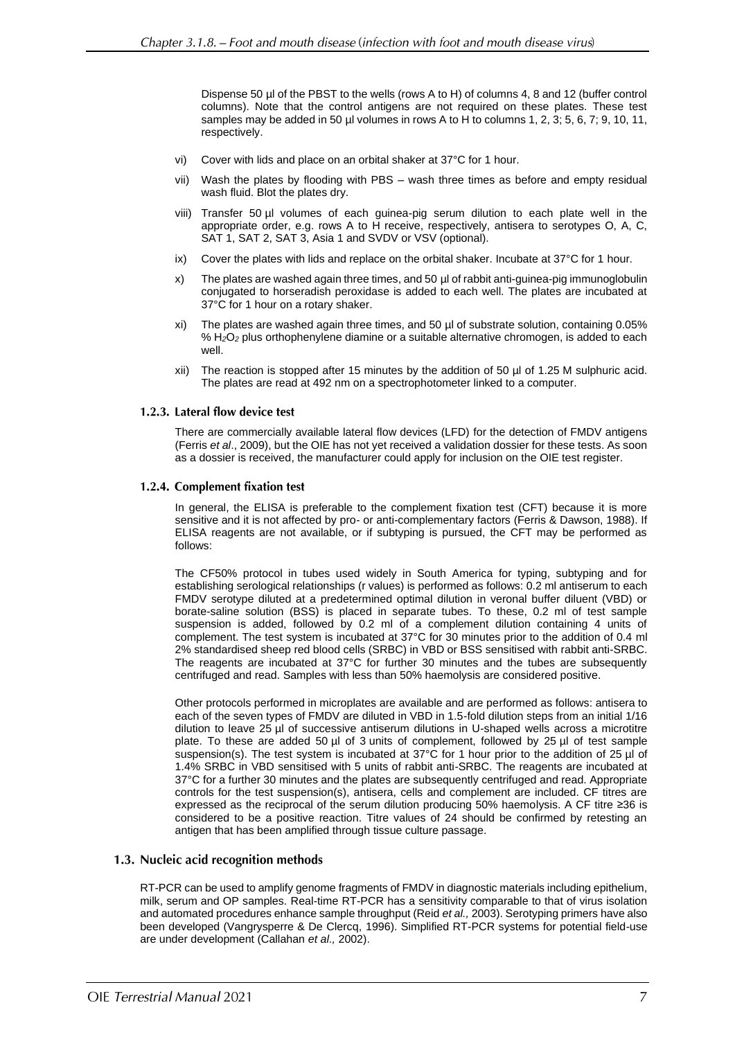Dispense 50 µl of the PBST to the wells (rows A to H) of columns 4, 8 and 12 (buffer control columns). Note that the control antigens are not required on these plates. These test samples may be added in 50 µl volumes in rows A to H to columns 1, 2, 3; 5, 6, 7; 9, 10, 11, respectively.

vi) Cover with lids and place on an orbital shaker at 37°C for 1 hour.

vii) Wash the plates by flooding with PBS – wash three times as before and empty residual wash fluid. Blot the plates dry.

viii) Transfer 50 µl volumes of each guinea-pig serum dilution to each plate well in the appropriate order, e.g. rows A to H receive, respectively, antisera to serotypes O, A, C, SAT 1, SAT 2, SAT 3, Asia 1 and SVDV or VSV (optional).

ix) Cover the plates with lids and replace on the orbital shaker. Incubate at 37°C for 1 hour.

x) The plates are washed again three times, and 50 µl of rabbit anti-guinea-pig immunoglobulin conjugated to horseradish peroxidase is added to each well. The plates are incubated at 37°C for 1 hour on a rotary shaker.

xi) The plates are washed again three times, and 50 µl of substrate solution, containing 0.05% % $H_2O_2$ plus orthophenylene diamine or a suitable alternative chromogen, is added to each well.

xii) The reaction is stopped after 15 minutes by the addition of 50 µl of 1.25 M sulphuric acid. The plates are read at 492 nm on a spectrophotometer linked to a computer.

### 1.2.3. Lateral flow device test

There are commercially available lateral flow devices (LFD) for the detection of FMDV antigens (Ferris *et al*., 2009), but the OIE has not yet received a validation dossier for these tests. As soon as a dossier is received, the manufacturer could apply for inclusion on the OIE test register.

### 1.2.4. Complement fixation test

In general, the ELISA is preferable to the complement fixation test (CFT) because it is more sensitive and it is not affected by pro- or anti-complementary factors (Ferris & Dawson, 1988). If ELISA reagents are not available, or if subtyping is pursued, the CFT may be performed as follows:

The CF50% protocol in tubes used widely in South America for typing, subtyping and for establishing serological relationships (r values) is performed as follows: 0.2 ml antiserum to each FMDV serotype diluted at a predetermined optimal dilution in veronal buffer diluent (VBD) or borate-saline solution (BSS) is placed in separate tubes. To these, 0.2 ml of test sample suspension is added, followed by 0.2 ml of a complement dilution containing 4 units of complement. The test system is incubated at 37°C for 30 minutes prior to the addition of 0.4 ml 2% standardised sheep red blood cells (SRBC) in VBD or BSS sensitised with rabbit anti-SRBC. The reagents are incubated at 37°C for further 30 minutes and the tubes are subsequently centrifuged and read. Samples with less than 50% haemolysis are considered positive.

Other protocols performed in microplates are available and are performed as follows: antisera to each of the seven types of FMDV are diluted in VBD in 1.5-fold dilution steps from an initial 1/16 dilution to leave 25 µl of successive antiserum dilutions in U-shaped wells across a microtitre plate. To these are added 50 µl of 3 units of complement, followed by 25 µl of test sample suspension(s). The test system is incubated at 37°C for 1 hour prior to the addition of 25 µl of 1.4% SRBC in VBD sensitised with 5 units of rabbit anti-SRBC. The reagents are incubated at 37°C for a further 30 minutes and the plates are subsequently centrifuged and read. Appropriate controls for the test suspension(s), antisera, cells and complement are included. CF titres are expressed as the reciprocal of the serum dilution producing 50% haemolysis. A CF titre ≥36 is considered to be a positive reaction. Titre values of 24 should be confirmed by retesting an antigen that has been amplified through tissue culture passage.

## 1.3. Nucleic acid recognition methods

RT-PCR can be used to amplify genome fragments of FMDV in diagnostic materials including epithelium, milk, serum and OP samples. Real-time RT-PCR has a sensitivity comparable to that of virus isolation and automated procedures enhance sample throughput (Reid *et al.,* 2003). Serotyping primers have also been developed (Vangrysperre & De Clercq, 1996). Simplified RT-PCR systems for potential field-use are under development (Callahan *et al.,* 2002).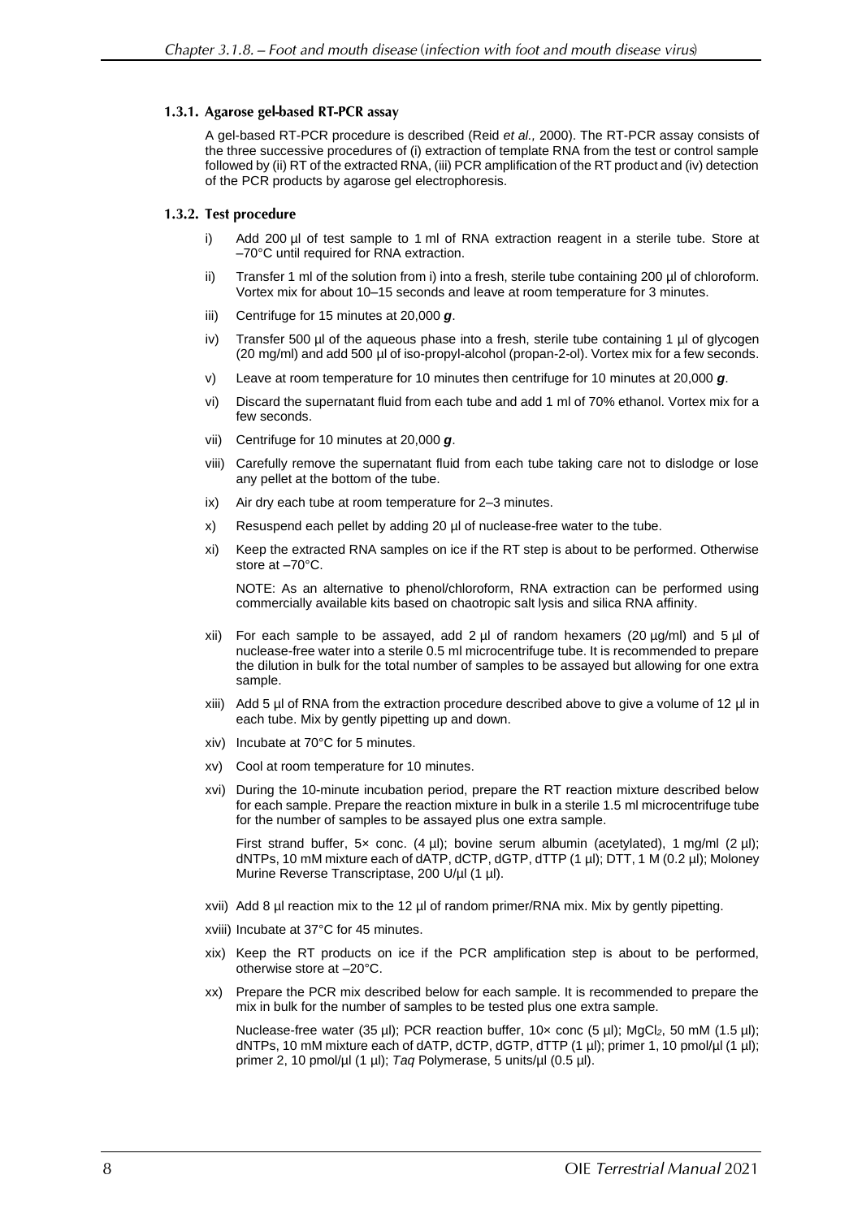### 1.3.1. Agarose gel-based RT-PCR assay

A gel-based RT-PCR procedure is described (Reid *et al.,* 2000). The RT-PCR assay consists of the three successive procedures of (i) extraction of template RNA from the test or control sample followed by (ii) RT of the extracted RNA, (iii) PCR amplification of the RT product and (iv) detection of the PCR products by agarose gel electrophoresis.

### 1.3.2. Test procedure

i) Add 200 µl of test sample to 1 ml of RNA extraction reagent in a sterile tube. Store at –70°C until required for RNA extraction.

ii) Transfer 1 ml of the solution from i) into a fresh, sterile tube containing 200 µl of chloroform. Vortex mix for about 10–15 seconds and leave at room temperature for 3 minutes.

iii) Centrifuge for 15 minutes at 20,000 ***g***.

iv) Transfer 500 µl of the aqueous phase into a fresh, sterile tube containing 1 µl of glycogen (20 mg/ml) and add 500 µl of iso-propyl-alcohol (propan-2-ol). Vortex mix for a few seconds.

v) Leave at room temperature for 10 minutes then centrifuge for 10 minutes at 20,000 ***g***.

vi) Discard the supernatant fluid from each tube and add 1 ml of 70% ethanol. Vortex mix for a few seconds.

vii) Centrifuge for 10 minutes at 20,000 ***g***.

viii) Carefully remove the supernatant fluid from each tube taking care not to dislodge or lose any pellet at the bottom of the tube.

ix) Air dry each tube at room temperature for 2–3 minutes.

x) Resuspend each pellet by adding 20 µl of nuclease-free water to the tube.

xi) Keep the extracted RNA samples on ice if the RT step is about to be performed. Otherwise store at –70°C.

NOTE: As an alternative to phenol/chloroform, RNA extraction can be performed using commercially available kits based on chaotropic salt lysis and silica RNA affinity.

xii) For each sample to be assayed, add 2 µl of random hexamers (20 µg/ml) and 5 µl of nuclease-free water into a sterile 0.5 ml microcentrifuge tube. It is recommended to prepare the dilution in bulk for the total number of samples to be assayed but allowing for one extra sample.

xiii) Add 5 µl of RNA from the extraction procedure described above to give a volume of 12 µl in each tube. Mix by gently pipetting up and down.

xiv) Incubate at 70°C for 5 minutes.

xv) Cool at room temperature for 10 minutes.

xvi) During the 10-minute incubation period, prepare the RT reaction mixture described below for each sample. Prepare the reaction mixture in bulk in a sterile 1.5 ml microcentrifuge tube for the number of samples to be assayed plus one extra sample.

First strand buffer, 5× conc. (4 µl); bovine serum albumin (acetylated), 1 mg/ml (2 µl); dNTPs, 10 mM mixture each of dATP, dCTP, dGTP, dTTP (1 µl); DTT, 1 M (0.2 µl); Moloney Murine Reverse Transcriptase, 200 U/µl (1 µl).

xvii) Add 8 µl reaction mix to the 12 µl of random primer/RNA mix. Mix by gently pipetting.

xviii) Incubate at 37°C for 45 minutes.

xix) Keep the RT products on ice if the PCR amplification step is about to be performed, otherwise store at –20°C.

xx) Prepare the PCR mix described below for each sample. It is recommended to prepare the mix in bulk for the number of samples to be tested plus one extra sample.

Nuclease-free water (35 µl); PCR reaction buffer, 10× conc (5 µl); $MgCl_2$, 50 mM (1.5 µl); dNTPs, 10 mM mixture each of dATP, dCTP, dGTP, dTTP (1 µl); primer 1, 10 pmol/µl (1 µl); primer 2, 10 pmol/µl (1 µl); *Taq* Polymerase, 5 units/µl (0.5 µl).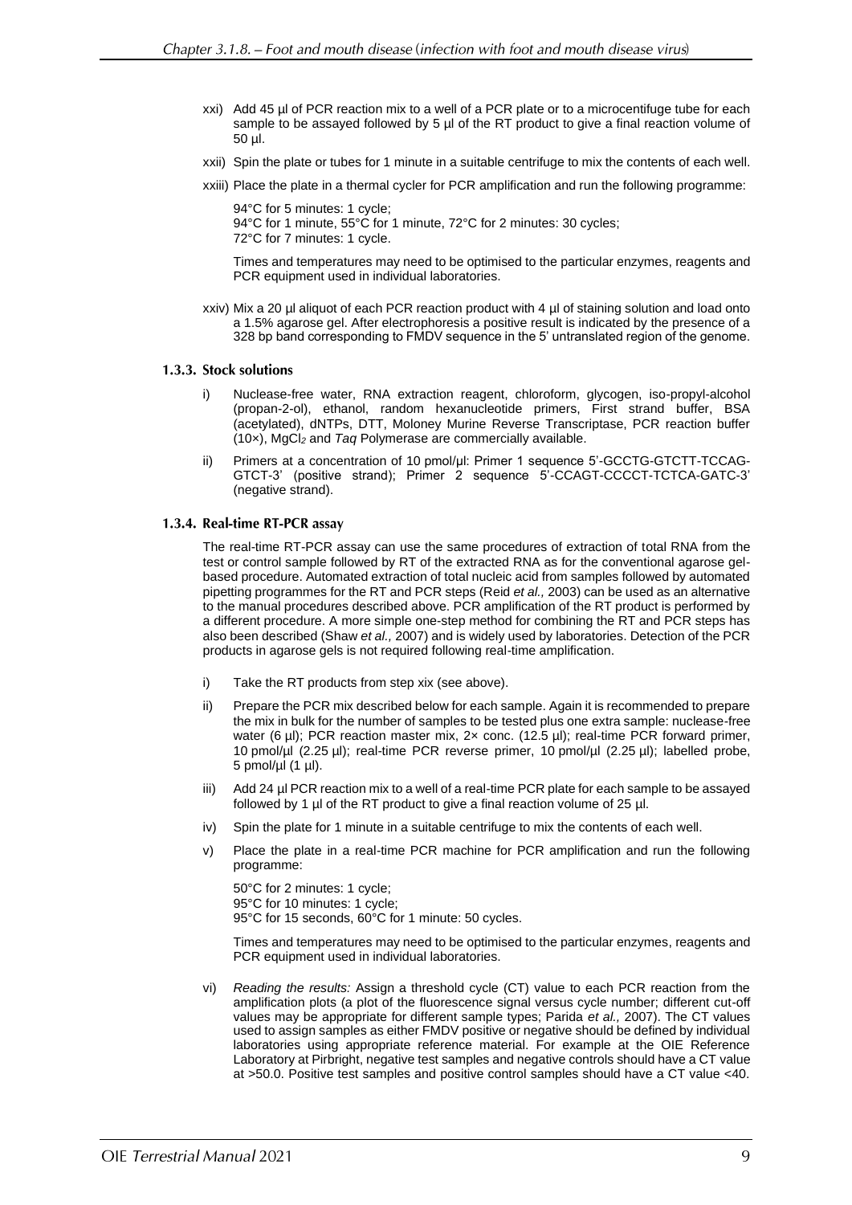xxi) Add 45 µl of PCR reaction mix to a well of a PCR plate or to a microcentifuge tube for each sample to be assayed followed by 5 µl of the RT product to give a final reaction volume of 50 µl.

xxii) Spin the plate or tubes for 1 minute in a suitable centrifuge to mix the contents of each well.

xxiii) Place the plate in a thermal cycler for PCR amplification and run the following programme:

94°C for 5 minutes: 1 cycle;
94°C for 1 minute, 55°C for 1 minute, 72°C for 2 minutes: 30 cycles;
72°C for 7 minutes: 1 cycle.

Times and temperatures may need to be optimised to the particular enzymes, reagents and PCR equipment used in individual laboratories.

xxiv) Mix a 20 µl aliquot of each PCR reaction product with 4 µl of staining solution and load onto a 1.5% agarose gel. After electrophoresis a positive result is indicated by the presence of a 328 bp band corresponding to FMDV sequence in the 5' untranslated region of the genome.

### 1.3.3. Stock solutions

i) Nuclease-free water, RNA extraction reagent, chloroform, glycogen, iso-propyl-alcohol (propan-2-ol), ethanol, random hexanucleotide primers, First strand buffer, BSA (acetylated), dNTPs, DTT, Moloney Murine Reverse Transcriptase, PCR reaction buffer (10×), $MgCl_2$ and *Taq* Polymerase are commercially available.

ii) Primers at a concentration of 10 pmol/µl: Primer 1 sequence 5'-GCCTG-GTCTT-TCCAG-GTCT-3' (positive strand); Primer 2 sequence 5'-CCAGT-CCCCT-TCTCA-GATC-3' (negative strand).

### 1.3.4. Real-time RT-PCR assay

The real-time RT-PCR assay can use the same procedures of extraction of total RNA from the test or control sample followed by RT of the extracted RNA as for the conventional agarose gel-based procedure. Automated extraction of total nucleic acid from samples followed by automated pipetting programmes for the RT and PCR steps (Reid *et al.,* 2003) can be used as an alternative to the manual procedures described above. PCR amplification of the RT product is performed by a different procedure. A more simple one-step method for combining the RT and PCR steps has also been described (Shaw *et al.,* 2007) and is widely used by laboratories. Detection of the PCR products in agarose gels is not required following real-time amplification.

i) Take the RT products from step xix (see above).

ii) Prepare the PCR mix described below for each sample. Again it is recommended to prepare the mix in bulk for the number of samples to be tested plus one extra sample: nuclease-free water (6 µl); PCR reaction master mix, 2× conc. (12.5 µl); real-time PCR forward primer, 10 pmol/µl (2.25 µl); real-time PCR reverse primer, 10 pmol/µl (2.25 µl); labelled probe, 5 pmol/µl (1 µl).

iii) Add 24 µl PCR reaction mix to a well of a real-time PCR plate for each sample to be assayed followed by 1 µl of the RT product to give a final reaction volume of 25 µl.

iv) Spin the plate for 1 minute in a suitable centrifuge to mix the contents of each well.

v) Place the plate in a real-time PCR machine for PCR amplification and run the following programme:

50°C for 2 minutes: 1 cycle;
95°C for 10 minutes: 1 cycle;
95°C for 15 seconds, 60°C for 1 minute: 50 cycles.

Times and temperatures may need to be optimised to the particular enzymes, reagents and PCR equipment used in individual laboratories.

vi) *Reading the results:* Assign a threshold cycle (CT) value to each PCR reaction from the amplification plots (a plot of the fluorescence signal versus cycle number; different cut-off values may be appropriate for different sample types; Parida *et al.,* 2007). The CT values used to assign samples as either FMDV positive or negative should be defined by individual laboratories using appropriate reference material. For example at the OIE Reference Laboratory at Pirbright, negative test samples and negative controls should have a CT value at >50.0. Positive test samples and positive control samples should have a CT value <40.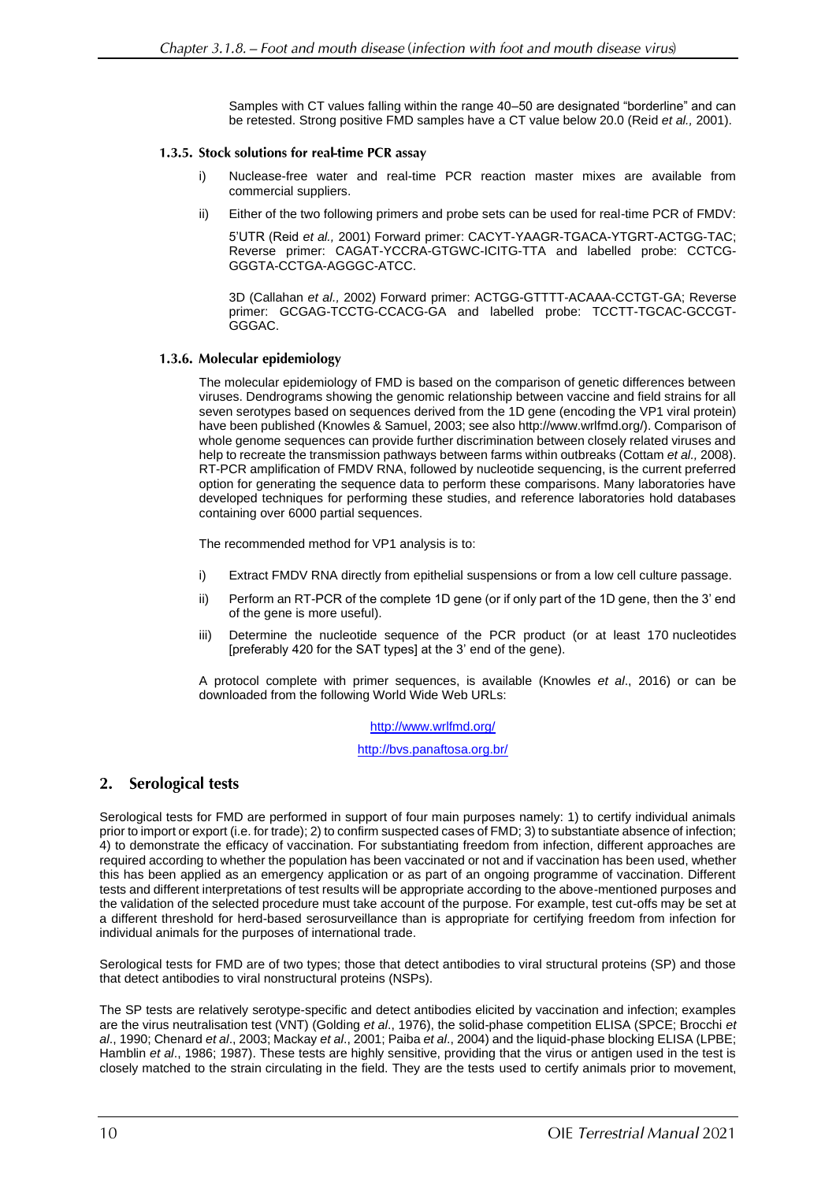Samples with CT values falling within the range 40–50 are designated "borderline" and can be retested. Strong positive FMD samples have a CT value below 20.0 (Reid *et al.,* 2001).

#### 1.3.5. Stock solutions for real-time PCR assay

i) Nuclease-free water and real-time PCR reaction master mixes are available from commercial suppliers.

ii) Either of the two following primers and probe sets can be used for real-time PCR of FMDV:

5'UTR (Reid *et al.,* 2001) Forward primer: CACYT-YAAGR-TGACA-YTGRT-ACTGG-TAC; Reverse primer: CAGAT-YCCRA-GTGWC-ICITG-TTA and labelled probe: CCTCG-GGGTA-CCTGA-AGGGC-ATCC.

3D (Callahan *et al.,* 2002) Forward primer: ACTGG-GTTTT-ACAAA-CCTGT-GA; Reverse primer: GCGAG-TCCTG-CCACG-GA and labelled probe: TCCTT-TGCAC-GCCGT-GGGAC.

#### 1.3.6. Molecular epidemiology

The molecular epidemiology of FMD is based on the comparison of genetic differences between viruses. Dendrograms showing the genomic relationship between vaccine and field strains for all seven serotypes based on sequences derived from the 1D gene (encoding the VP1 viral protein) have been published (Knowles & Samuel, 2003; see also http://www.wrlfmd.org/). Comparison of whole genome sequences can provide further discrimination between closely related viruses and help to recreate the transmission pathways between farms within outbreaks (Cottam *et al.,* 2008). RT-PCR amplification of FMDV RNA, followed by nucleotide sequencing, is the current preferred option for generating the sequence data to perform these comparisons. Many laboratories have developed techniques for performing these studies, and reference laboratories hold databases containing over 6000 partial sequences.

The recommended method for VP1 analysis is to:

i) Extract FMDV RNA directly from epithelial suspensions or from a low cell culture passage.

ii) Perform an RT-PCR of the complete 1D gene (or if only part of the 1D gene, then the 3' end of the gene is more useful).

iii) Determine the nucleotide sequence of the PCR product (or at least 170 nucleotides [preferably 420 for the SAT types] at the 3' end of the gene).

A protocol complete with primer sequences, is available (Knowles *et al*., 2016) or can be downloaded from the following World Wide Web URLs:

http://www.wrlfmd.org/

http://bvs.panaftosa.org.br/

## 2. Serological tests

Serological tests for FMD are performed in support of four main purposes namely: 1) to certify individual animals prior to import or export (i.e. for trade); 2) to confirm suspected cases of FMD; 3) to substantiate absence of infection; 4) to demonstrate the efficacy of vaccination. For substantiating freedom from infection, different approaches are required according to whether the population has been vaccinated or not and if vaccination has been used, whether this has been applied as an emergency application or as part of an ongoing programme of vaccination. Different tests and different interpretations of test results will be appropriate according to the above-mentioned purposes and the validation of the selected procedure must take account of the purpose. For example, test cut-offs may be set at a different threshold for herd-based serosurveillance than is appropriate for certifying freedom from infection for individual animals for the purposes of international trade.

Serological tests for FMD are of two types; those that detect antibodies to viral structural proteins (SP) and those that detect antibodies to viral nonstructural proteins (NSPs).

The SP tests are relatively serotype-specific and detect antibodies elicited by vaccination and infection; examples are the virus neutralisation test (VNT) (Golding *et al*., 1976), the solid-phase competition ELISA (SPCE; Brocchi *et al*., 1990; Chenard *et al*., 2003; Mackay *et al*., 2001; Paiba *et al*., 2004) and the liquid-phase blocking ELISA (LPBE; Hamblin *et al*., 1986; 1987). These tests are highly sensitive, providing that the virus or antigen used in the test is closely matched to the strain circulating in the field. They are the tests used to certify animals prior to movement,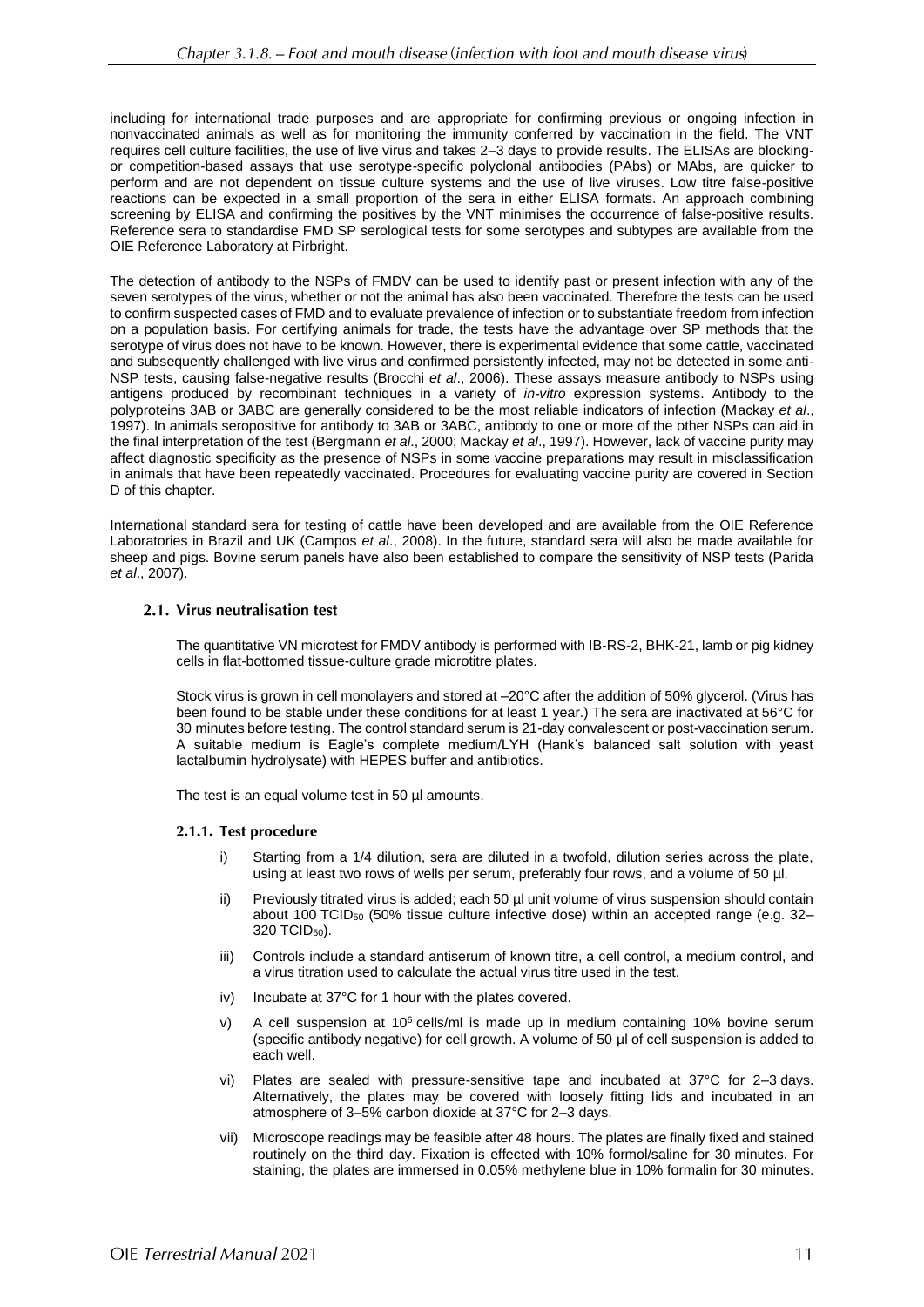including for international trade purposes and are appropriate for confirming previous or ongoing infection in nonvaccinated animals as well as for monitoring the immunity conferred by vaccination in the field. The VNT requires cell culture facilities, the use of live virus and takes 2–3 days to provide results. The ELISAs are blocking- or competition-based assays that use serotype-specific polyclonal antibodies (PAbs) or MAbs, are quicker to perform and are not dependent on tissue culture systems and the use of live viruses. Low titre false-positive reactions can be expected in a small proportion of the sera in either ELISA formats. An approach combining screening by ELISA and confirming the positives by the VNT minimises the occurrence of false-positive results. Reference sera to standardise FMD SP serological tests for some serotypes and subtypes are available from the OIE Reference Laboratory at Pirbright.

The detection of antibody to the NSPs of FMDV can be used to identify past or present infection with any of the seven serotypes of the virus, whether or not the animal has also been vaccinated. Therefore the tests can be used to confirm suspected cases of FMD and to evaluate prevalence of infection or to substantiate freedom from infection on a population basis. For certifying animals for trade, the tests have the advantage over SP methods that the serotype of virus does not have to be known. However, there is experimental evidence that some cattle, vaccinated and subsequently challenged with live virus and confirmed persistently infected, may not be detected in some anti-NSP tests, causing false-negative results (Brocchi *et al*., 2006). These assays measure antibody to NSPs using antigens produced by recombinant techniques in a variety of *in-vitro* expression systems. Antibody to the polyproteins 3AB or 3ABC are generally considered to be the most reliable indicators of infection (Mackay *et al*., 1997). In animals seropositive for antibody to 3AB or 3ABC, antibody to one or more of the other NSPs can aid in the final interpretation of the test (Bergmann *et al*., 2000; Mackay *et al*., 1997). However, lack of vaccine purity may affect diagnostic specificity as the presence of NSPs in some vaccine preparations may result in misclassification in animals that have been repeatedly vaccinated. Procedures for evaluating vaccine purity are covered in Section D of this chapter.

International standard sera for testing of cattle have been developed and are available from the OIE Reference Laboratories in Brazil and UK (Campos *et al*., 2008). In the future, standard sera will also be made available for sheep and pigs. Bovine serum panels have also been established to compare the sensitivity of NSP tests (Parida *et al*., 2007).

### 2.1. Virus neutralisation test

The quantitative VN microtest for FMDV antibody is performed with IB-RS-2, BHK-21, lamb or pig kidney cells in flat-bottomed tissue-culture grade microtitre plates.

Stock virus is grown in cell monolayers and stored at –20°C after the addition of 50% glycerol. (Virus has been found to be stable under these conditions for at least 1 year.) The sera are inactivated at 56°C for 30 minutes before testing. The control standard serum is 21-day convalescent or post-vaccination serum. A suitable medium is Eagle's complete medium/LYH (Hank's balanced salt solution with yeast lactalbumin hydrolysate) with HEPES buffer and antibiotics.

The test is an equal volume test in 50 µl amounts.

#### 2.1.1. Test procedure

i) Starting from a 1/4 dilution, sera are diluted in a twofold, dilution series across the plate, using at least two rows of wells per serum, preferably four rows, and a volume of 50 µl.

ii) Previously titrated virus is added; each 50 µl unit volume of virus suspension should contain about 100 $TCID_{50}$ (50% tissue culture infective dose) within an accepted range (e.g. 32–320 $TCID_{50}$).

iii) Controls include a standard antiserum of known titre, a cell control, a medium control, and a virus titration used to calculate the actual virus titre used in the test.

iv) Incubate at 37°C for 1 hour with the plates covered.

v) A cell suspension at $10^6$ cells/ml is made up in medium containing 10% bovine serum (specific antibody negative) for cell growth. A volume of 50 µl of cell suspension is added to each well.

vi) Plates are sealed with pressure-sensitive tape and incubated at 37°C for 2–3 days. Alternatively, the plates may be covered with loosely fitting lids and incubated in an atmosphere of 3–5% carbon dioxide at 37°C for 2–3 days.

vii) Microscope readings may be feasible after 48 hours. The plates are finally fixed and stained routinely on the third day. Fixation is effected with 10% formol/saline for 30 minutes. For staining, the plates are immersed in 0.05% methylene blue in 10% formalin for 30 minutes.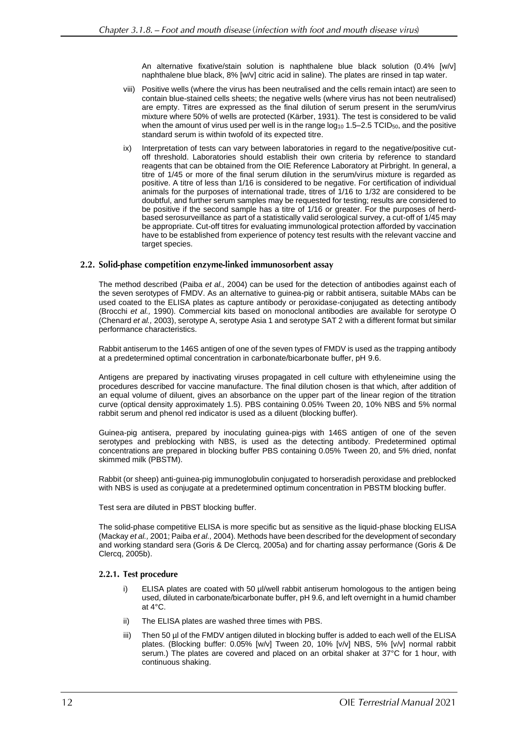An alternative fixative/stain solution is naphthalene blue black solution (0.4% [w/v] naphthalene blue black, 8% [w/v] citric acid in saline). The plates are rinsed in tap water.

viii) Positive wells (where the virus has been neutralised and the cells remain intact) are seen to contain blue-stained cells sheets; the negative wells (where virus has not been neutralised) are empty. Titres are expressed as the final dilution of serum present in the serum/virus mixture where 50% of wells are protected (Kärber, 1931). The test is considered to be valid when the amount of virus used per well is in the range $\log_{10}$ 1.5–2.5 $TCID_{50}$, and the positive standard serum is within twofold of its expected titre.

ix) Interpretation of tests can vary between laboratories in regard to the negative/positive cut-off threshold. Laboratories should establish their own criteria by reference to standard reagents that can be obtained from the OIE Reference Laboratory at Pirbright. In general, a titre of 1/45 or more of the final serum dilution in the serum/virus mixture is regarded as positive. A titre of less than 1/16 is considered to be negative. For certification of individual animals for the purposes of international trade, titres of 1/16 to 1/32 are considered to be doubtful, and further serum samples may be requested for testing; results are considered to be positive if the second sample has a titre of 1/16 or greater. For the purposes of herd-based serosurveillance as part of a statistically valid serological survey, a cut-off of 1/45 may be appropriate. Cut-off titres for evaluating immunological protection afforded by vaccination have to be established from experience of potency test results with the relevant vaccine and target species.

## 2.2. Solid-phase competition enzyme-linked immunosorbent assay

The method described (Paiba *et al.,* 2004) can be used for the detection of antibodies against each of the seven serotypes of FMDV. As an alternative to guinea-pig or rabbit antisera, suitable MAbs can be used coated to the ELISA plates as capture antibody or peroxidase-conjugated as detecting antibody (Brocchi *et al.,* 1990). Commercial kits based on monoclonal antibodies are available for serotype O (Chenard *et al.,* 2003), serotype A, serotype Asia 1 and serotype SAT 2 with a different format but similar performance characteristics.

Rabbit antiserum to the 146S antigen of one of the seven types of FMDV is used as the trapping antibody at a predetermined optimal concentration in carbonate/bicarbonate buffer, pH 9.6.

Antigens are prepared by inactivating viruses propagated in cell culture with ethyleneimine using the procedures described for vaccine manufacture. The final dilution chosen is that which, after addition of an equal volume of diluent, gives an absorbance on the upper part of the linear region of the titration curve (optical density approximately 1.5). PBS containing 0.05% Tween 20, 10% NBS and 5% normal rabbit serum and phenol red indicator is used as a diluent (blocking buffer).

Guinea-pig antisera, prepared by inoculating guinea-pigs with 146S antigen of one of the seven serotypes and preblocking with NBS, is used as the detecting antibody. Predetermined optimal concentrations are prepared in blocking buffer PBS containing 0.05% Tween 20, and 5% dried, nonfat skimmed milk (PBSTM).

Rabbit (or sheep) anti-guinea-pig immunoglobulin conjugated to horseradish peroxidase and preblocked with NBS is used as conjugate at a predetermined optimum concentration in PBSTM blocking buffer.

Test sera are diluted in PBST blocking buffer.

The solid-phase competitive ELISA is more specific but as sensitive as the liquid-phase blocking ELISA (Mackay *et al.,* 2001; Paiba *et al.,* 2004). Methods have been described for the development of secondary and working standard sera (Goris & De Clercq, 2005a) and for charting assay performance (Goris & De Clercq, 2005b).

### 2.2.1. Test procedure

i) ELISA plates are coated with 50 µl/well rabbit antiserum homologous to the antigen being used, diluted in carbonate/bicarbonate buffer, pH 9.6, and left overnight in a humid chamber at 4°C.

ii) The ELISA plates are washed three times with PBS.

iii) Then 50 µl of the FMDV antigen diluted in blocking buffer is added to each well of the ELISA plates. (Blocking buffer: 0.05% [w/v] Tween 20, 10% [v/v] NBS, 5% [v/v] normal rabbit serum.) The plates are covered and placed on an orbital shaker at 37°C for 1 hour, with continuous shaking.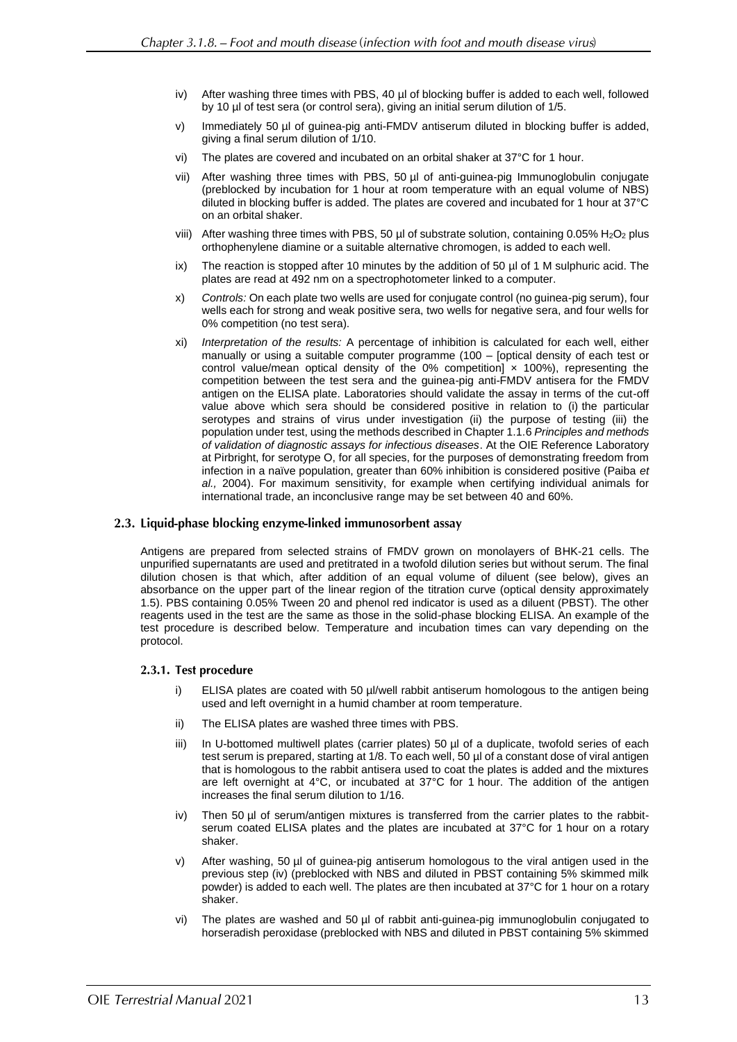iv) After washing three times with PBS, 40 µl of blocking buffer is added to each well, followed by 10 µl of test sera (or control sera), giving an initial serum dilution of 1/5.

v) Immediately 50 µl of guinea-pig anti-FMDV antiserum diluted in blocking buffer is added, giving a final serum dilution of 1/10.

vi) The plates are covered and incubated on an orbital shaker at 37°C for 1 hour.

vii) After washing three times with PBS, 50 µl of anti-guinea-pig Immunoglobulin conjugate (preblocked by incubation for 1 hour at room temperature with an equal volume of NBS) diluted in blocking buffer is added. The plates are covered and incubated for 1 hour at 37°C on an orbital shaker.

viii) After washing three times with PBS, 50 µl of substrate solution, containing 0.05% $H_2O_2$ plus orthophenylene diamine or a suitable alternative chromogen, is added to each well.

ix) The reaction is stopped after 10 minutes by the addition of 50 µl of 1 M sulphuric acid. The plates are read at 492 nm on a spectrophotometer linked to a computer.

x) *Controls:* On each plate two wells are used for conjugate control (no guinea-pig serum), four wells each for strong and weak positive sera, two wells for negative sera, and four wells for 0% competition (no test sera).

xi) *Interpretation of the results:* A percentage of inhibition is calculated for each well, either manually or using a suitable computer programme (100 – [optical density of each test or control value/mean optical density of the 0% competition] × 100%), representing the competition between the test sera and the guinea-pig anti-FMDV antisera for the FMDV antigen on the ELISA plate. Laboratories should validate the assay in terms of the cut-off value above which sera should be considered positive in relation to (i) the particular serotypes and strains of virus under investigation (ii) the purpose of testing (iii) the population under test, using the methods described in Chapter 1.1.6 *Principles and methods of validation of diagnostic assays for infectious diseases*. At the OIE Reference Laboratory at Pirbright, for serotype O, for all species, for the purposes of demonstrating freedom from infection in a naïve population, greater than 60% inhibition is considered positive (Paiba *et al.,* 2004). For maximum sensitivity, for example when certifying individual animals for international trade, an inconclusive range may be set between 40 and 60%.

## 2.3. Liquid-phase blocking enzyme-linked immunosorbent assay

Antigens are prepared from selected strains of FMDV grown on monolayers of BHK-21 cells. The unpurified supernatants are used and pretitrated in a twofold dilution series but without serum. The final dilution chosen is that which, after addition of an equal volume of diluent (see below), gives an absorbance on the upper part of the linear region of the titration curve (optical density approximately 1.5). PBS containing 0.05% Tween 20 and phenol red indicator is used as a diluent (PBST). The other reagents used in the test are the same as those in the solid-phase blocking ELISA. An example of the test procedure is described below. Temperature and incubation times can vary depending on the protocol.

### 2.3.1. Test procedure

i) ELISA plates are coated with 50 µl/well rabbit antiserum homologous to the antigen being used and left overnight in a humid chamber at room temperature.

ii) The ELISA plates are washed three times with PBS.

iii) In U-bottomed multiwell plates (carrier plates) 50 µl of a duplicate, twofold series of each test serum is prepared, starting at 1/8. To each well, 50 µl of a constant dose of viral antigen that is homologous to the rabbit antisera used to coat the plates is added and the mixtures are left overnight at 4°C, or incubated at 37°C for 1 hour. The addition of the antigen increases the final serum dilution to 1/16.

iv) Then 50 µl of serum/antigen mixtures is transferred from the carrier plates to the rabbit-serum coated ELISA plates and the plates are incubated at 37°C for 1 hour on a rotary shaker.

v) After washing, 50 µl of guinea-pig antiserum homologous to the viral antigen used in the previous step (iv) (preblocked with NBS and diluted in PBST containing 5% skimmed milk powder) is added to each well. The plates are then incubated at 37°C for 1 hour on a rotary shaker.

vi) The plates are washed and 50 µl of rabbit anti-guinea-pig immunoglobulin conjugated to horseradish peroxidase (preblocked with NBS and diluted in PBST containing 5% skimmed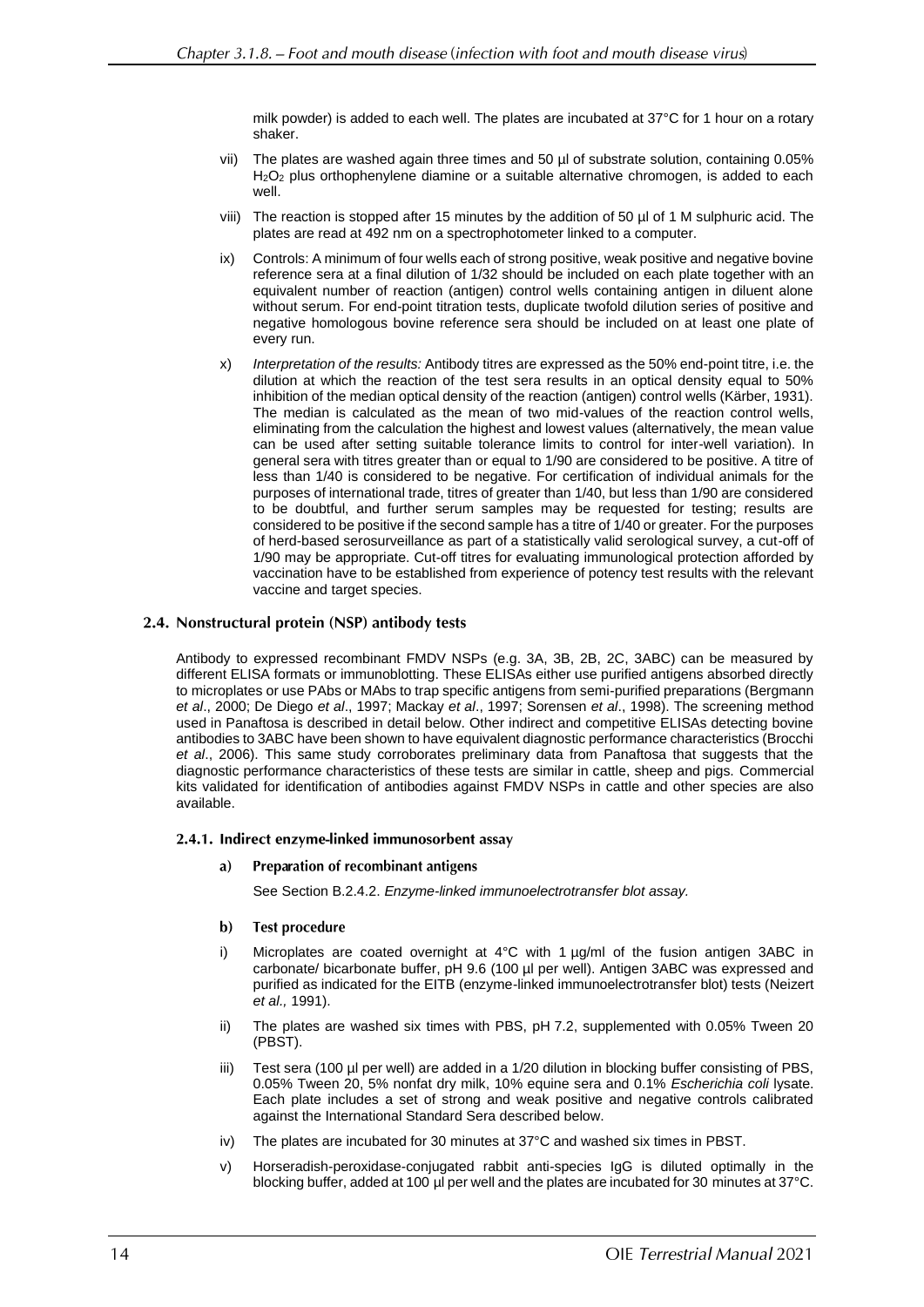milk powder) is added to each well. The plates are incubated at 37°C for 1 hour on a rotary shaker.

vii) The plates are washed again three times and 50 µl of substrate solution, containing 0.05% $H_2O_2$ plus orthophenylene diamine or a suitable alternative chromogen, is added to each well.

viii) The reaction is stopped after 15 minutes by the addition of 50 µl of 1 M sulphuric acid. The plates are read at 492 nm on a spectrophotometer linked to a computer.

ix) Controls: A minimum of four wells each of strong positive, weak positive and negative bovine reference sera at a final dilution of 1/32 should be included on each plate together with an equivalent number of reaction (antigen) control wells containing antigen in diluent alone without serum. For end-point titration tests, duplicate twofold dilution series of positive and negative homologous bovine reference sera should be included on at least one plate of every run.

x) *Interpretation of the results:* Antibody titres are expressed as the 50% end-point titre, i.e. the dilution at which the reaction of the test sera results in an optical density equal to 50% inhibition of the median optical density of the reaction (antigen) control wells (Kärber, 1931). The median is calculated as the mean of two mid-values of the reaction control wells, eliminating from the calculation the highest and lowest values (alternatively, the mean value can be used after setting suitable tolerance limits to control for inter-well variation). In general sera with titres greater than or equal to 1/90 are considered to be positive. A titre of less than 1/40 is considered to be negative. For certification of individual animals for the purposes of international trade, titres of greater than 1/40, but less than 1/90 are considered to be doubtful, and further serum samples may be requested for testing; results are considered to be positive if the second sample has a titre of 1/40 or greater. For the purposes of herd-based serosurveillance as part of a statistically valid serological survey, a cut-off of 1/90 may be appropriate. Cut-off titres for evaluating immunological protection afforded by vaccination have to be established from experience of potency test results with the relevant vaccine and target species.

## 2.4. Nonstructural protein (NSP) antibody tests

Antibody to expressed recombinant FMDV NSPs (e.g. 3A, 3B, 2B, 2C, 3ABC) can be measured by different ELISA formats or immunoblotting. These ELISAs either use purified antigens absorbed directly to microplates or use PAbs or MAbs to trap specific antigens from semi-purified preparations (Bergmann *et al*., 2000; De Diego *et al*., 1997; Mackay *et al*., 1997; Sorensen *et al*., 1998). The screening method used in Panaftosa is described in detail below. Other indirect and competitive ELISAs detecting bovine antibodies to 3ABC have been shown to have equivalent diagnostic performance characteristics (Brocchi *et al*., 2006). This same study corroborates preliminary data from Panaftosa that suggests that the diagnostic performance characteristics of these tests are similar in cattle, sheep and pigs. Commercial kits validated for identification of antibodies against FMDV NSPs in cattle and other species are also available.

### 2.4.1. Indirect enzyme-linked immunosorbent assay

#### a) Preparation of recombinant antigens

See Section B.2.4.2. *Enzyme-linked immunoelectrotransfer blot assay.*

#### b) Test procedure

i) Microplates are coated overnight at 4°C with 1 µg/ml of the fusion antigen 3ABC in carbonate/ bicarbonate buffer, pH 9.6 (100 µl per well). Antigen 3ABC was expressed and purified as indicated for the EITB (enzyme-linked immunoelectrotransfer blot) tests (Neizert *et al.,* 1991).

ii) The plates are washed six times with PBS, pH 7.2, supplemented with 0.05% Tween 20 (PBST).

iii) Test sera (100 µl per well) are added in a 1/20 dilution in blocking buffer consisting of PBS, 0.05% Tween 20, 5% nonfat dry milk, 10% equine sera and 0.1% *Escherichia coli* lysate. Each plate includes a set of strong and weak positive and negative controls calibrated against the International Standard Sera described below.

iv) The plates are incubated for 30 minutes at 37°C and washed six times in PBST.

v) Horseradish-peroxidase-conjugated rabbit anti-species IgG is diluted optimally in the blocking buffer, added at 100 µl per well and the plates are incubated for 30 minutes at 37°C.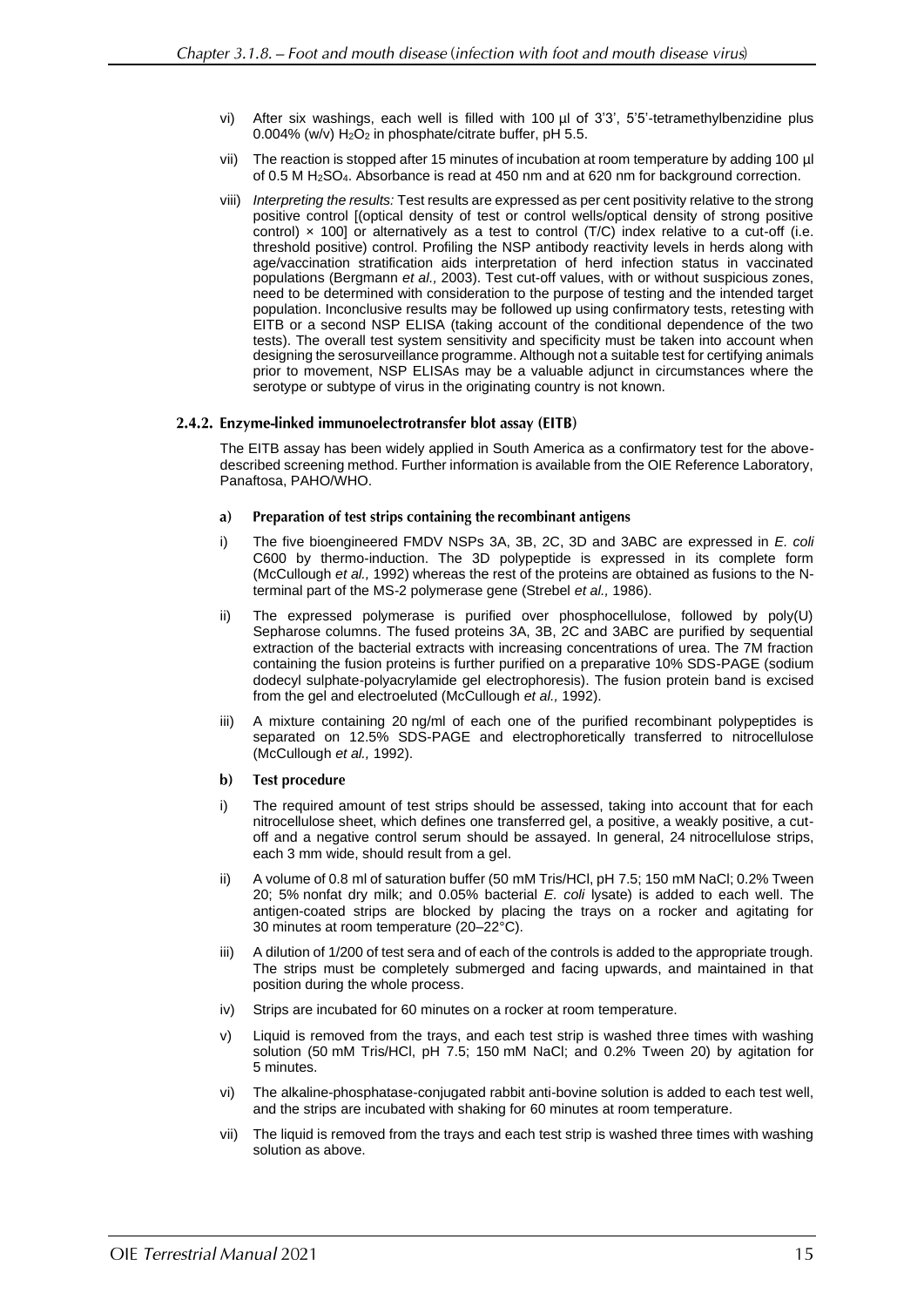vi) After six washings, each well is filled with 100 µl of 3'3', 5'5'-tetramethylbenzidine plus 0.004% (w/v) $H_2O_2$ in phosphate/citrate buffer, pH 5.5.

vii) The reaction is stopped after 15 minutes of incubation at room temperature by adding 100 µl of 0.5 M $H_2SO_4$. Absorbance is read at 450 nm and at 620 nm for background correction.

viii) *Interpreting the results:* Test results are expressed as per cent positivity relative to the strong positive control [(optical density of test or control wells/optical density of strong positive control) × 100] or alternatively as a test to control (T/C) index relative to a cut-off (i.e. threshold positive) control. Profiling the NSP antibody reactivity levels in herds along with age/vaccination stratification aids interpretation of herd infection status in vaccinated populations (Bergmann *et al.,* 2003). Test cut-off values, with or without suspicious zones, need to be determined with consideration to the purpose of testing and the intended target population. Inconclusive results may be followed up using confirmatory tests, retesting with EITB or a second NSP ELISA (taking account of the conditional dependence of the two tests). The overall test system sensitivity and specificity must be taken into account when designing the serosurveillance programme. Although not a suitable test for certifying animals prior to movement, NSP ELISAs may be a valuable adjunct in circumstances where the serotype or subtype of virus in the originating country is not known.

### 2.4.2. Enzyme-linked immunoelectrotransfer blot assay (EITB)

The EITB assay has been widely applied in South America as a confirmatory test for the above-described screening method. Further information is available from the OIE Reference Laboratory, Panaftosa, PAHO/WHO.

#### a) Preparation of test strips containing the recombinant antigens

i) The five bioengineered FMDV NSPs 3A, 3B, 2C, 3D and 3ABC are expressed in *E. coli* C600 by thermo-induction. The 3D polypeptide is expressed in its complete form (McCullough *et al.,* 1992) whereas the rest of the proteins are obtained as fusions to the N-terminal part of the MS-2 polymerase gene (Strebel *et al.,* 1986).

ii) The expressed polymerase is purified over phosphocellulose, followed by poly(U) Sepharose columns. The fused proteins 3A, 3B, 2C and 3ABC are purified by sequential extraction of the bacterial extracts with increasing concentrations of urea. The 7M fraction containing the fusion proteins is further purified on a preparative 10% SDS-PAGE (sodium dodecyl sulphate-polyacrylamide gel electrophoresis). The fusion protein band is excised from the gel and electroeluted (McCullough *et al.,* 1992).

iii) A mixture containing 20 ng/ml of each one of the purified recombinant polypeptides is separated on 12.5% SDS-PAGE and electrophoretically transferred to nitrocellulose (McCullough *et al.,* 1992).

#### b) Test procedure

i) The required amount of test strips should be assessed, taking into account that for each nitrocellulose sheet, which defines one transferred gel, a positive, a weakly positive, a cut-off and a negative control serum should be assayed. In general, 24 nitrocellulose strips, each 3 mm wide, should result from a gel.

ii) A volume of 0.8 ml of saturation buffer (50 mM Tris/HCl, pH 7.5; 150 mM NaCl; 0.2% Tween 20; 5% nonfat dry milk; and 0.05% bacterial *E. coli* lysate) is added to each well. The antigen-coated strips are blocked by placing the trays on a rocker and agitating for 30 minutes at room temperature (20–22°C).

iii) A dilution of 1/200 of test sera and of each of the controls is added to the appropriate trough. The strips must be completely submerged and facing upwards, and maintained in that position during the whole process.

iv) Strips are incubated for 60 minutes on a rocker at room temperature.

v) Liquid is removed from the trays, and each test strip is washed three times with washing solution (50 mM Tris/HCl, pH 7.5; 150 mM NaCl; and 0.2% Tween 20) by agitation for 5 minutes.

vi) The alkaline-phosphatase-conjugated rabbit anti-bovine solution is added to each test well, and the strips are incubated with shaking for 60 minutes at room temperature.

vii) The liquid is removed from the trays and each test strip is washed three times with washing solution as above.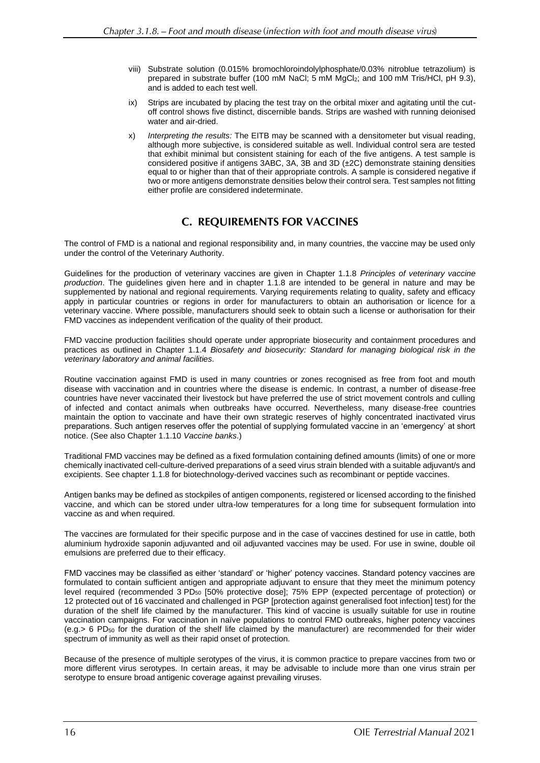viii) Substrate solution (0.015% bromochloroindolylphosphate/0.03% nitroblue tetrazolium) is prepared in substrate buffer (100 mM NaCl; 5 mM $MgCl_2$; and 100 mM Tris/HCl, pH 9.3), and is added to each test well.

ix) Strips are incubated by placing the test tray on the orbital mixer and agitating until the cut-off control shows five distinct, discernible bands. Strips are washed with running deionised water and air-dried.

x) *Interpreting the results:* The EITB may be scanned with a densitometer but visual reading, although more subjective, is considered suitable as well. Individual control sera are tested that exhibit minimal but consistent staining for each of the five antigens. A test sample is considered positive if antigens 3ABC, 3A, 3B and 3D (±2C) demonstrate staining densities equal to or higher than that of their appropriate controls. A sample is considered negative if two or more antigens demonstrate densities below their control sera. Test samples not fitting either profile are considered indeterminate.

## C. REQUIREMENTS FOR VACCINES

The control of FMD is a national and regional responsibility and, in many countries, the vaccine may be used only under the control of the Veterinary Authority.

Guidelines for the production of veterinary vaccines are given in Chapter 1.1.8 *Principles of veterinary vaccine production*. The guidelines given here and in chapter 1.1.8 are intended to be general in nature and may be supplemented by national and regional requirements. Varying requirements relating to quality, safety and efficacy apply in particular countries or regions in order for manufacturers to obtain an authorisation or licence for a veterinary vaccine. Where possible, manufacturers should seek to obtain such a license or authorisation for their FMD vaccines as independent verification of the quality of their product.

FMD vaccine production facilities should operate under appropriate biosecurity and containment procedures and practices as outlined in Chapter 1.1.4 *Biosafety and biosecurity: Standard for managing biological risk in the veterinary laboratory and animal facilities*.

Routine vaccination against FMD is used in many countries or zones recognised as free from foot and mouth disease with vaccination and in countries where the disease is endemic. In contrast, a number of disease-free countries have never vaccinated their livestock but have preferred the use of strict movement controls and culling of infected and contact animals when outbreaks have occurred. Nevertheless, many disease-free countries maintain the option to vaccinate and have their own strategic reserves of highly concentrated inactivated virus preparations. Such antigen reserves offer the potential of supplying formulated vaccine in an 'emergency' at short notice. (See also Chapter 1.1.10 *Vaccine banks*.)

Traditional FMD vaccines may be defined as a fixed formulation containing defined amounts (limits) of one or more chemically inactivated cell-culture-derived preparations of a seed virus strain blended with a suitable adjuvant/s and excipients. See chapter 1.1.8 for biotechnology-derived vaccines such as recombinant or peptide vaccines.

Antigen banks may be defined as stockpiles of antigen components, registered or licensed according to the finished vaccine, and which can be stored under ultra-low temperatures for a long time for subsequent formulation into vaccine as and when required.

The vaccines are formulated for their specific purpose and in the case of vaccines destined for use in cattle, both aluminium hydroxide saponin adjuvanted and oil adjuvanted vaccines may be used. For use in swine, double oil emulsions are preferred due to their efficacy.

FMD vaccines may be classified as either 'standard' or 'higher' potency vaccines. Standard potency vaccines are formulated to contain sufficient antigen and appropriate adjuvant to ensure that they meet the minimum potency level required (recommended 3 $PD_{50}$ [50% protective dose]; 75% EPP (expected percentage of protection) or 12 protected out of 16 vaccinated and challenged in PGP [protection against generalised foot infection] test) for the duration of the shelf life claimed by the manufacturer. This kind of vaccine is usually suitable for use in routine vaccination campaigns. For vaccination in naïve populations to control FMD outbreaks, higher potency vaccines (e.g.> 6 $PD_{50}$ for the duration of the shelf life claimed by the manufacturer) are recommended for their wider spectrum of immunity as well as their rapid onset of protection.

Because of the presence of multiple serotypes of the virus, it is common practice to prepare vaccines from two or more different virus serotypes. In certain areas, it may be advisable to include more than one virus strain per serotype to ensure broad antigenic coverage against prevailing viruses.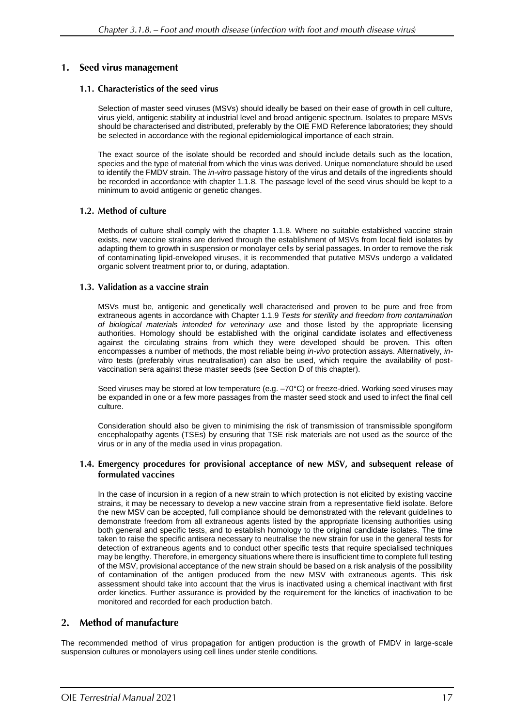## 1. Seed virus management

### 1.1. Characteristics of the seed virus

Selection of master seed viruses (MSVs) should ideally be based on their ease of growth in cell culture, virus yield, antigenic stability at industrial level and broad antigenic spectrum. Isolates to prepare MSVs should be characterised and distributed, preferably by the OIE FMD Reference laboratories; they should be selected in accordance with the regional epidemiological importance of each strain.

The exact source of the isolate should be recorded and should include details such as the location, species and the type of material from which the virus was derived. Unique nomenclature should be used to identify the FMDV strain. The *in-vitro* passage history of the virus and details of the ingredients should be recorded in accordance with chapter 1.1.8*.* The passage level of the seed virus should be kept to a minimum to avoid antigenic or genetic changes.

### 1.2. Method of culture

Methods of culture shall comply with the chapter 1.1.8. Where no suitable established vaccine strain exists, new vaccine strains are derived through the establishment of MSVs from local field isolates by adapting them to growth in suspension or monolayer cells by serial passages. In order to remove the risk of contaminating lipid-enveloped viruses, it is recommended that putative MSVs undergo a validated organic solvent treatment prior to, or during, adaptation.

### 1.3. Validation as a vaccine strain

MSVs must be, antigenic and genetically well characterised and proven to be pure and free from extraneous agents in accordance with Chapter 1.1.9 *Tests for sterility and freedom from contamination of biological materials intended for veterinary use* and those listed by the appropriate licensing authorities. Homology should be established with the original candidate isolates and effectiveness against the circulating strains from which they were developed should be proven. This often encompasses a number of methods, the most reliable being *in-vivo* protection assays. Alternatively, *in-vitro* tests (preferably virus neutralisation) can also be used, which require the availability of post-vaccination sera against these master seeds (see Section D of this chapter).

Seed viruses may be stored at low temperature (e.g. –70°C) or freeze-dried. Working seed viruses may be expanded in one or a few more passages from the master seed stock and used to infect the final cell culture.

Consideration should also be given to minimising the risk of transmission of transmissible spongiform encephalopathy agents (TSEs) by ensuring that TSE risk materials are not used as the source of the virus or in any of the media used in virus propagation.

### 1.4. Emergency procedures for provisional acceptance of new MSV, and subsequent release of formulated vaccines

In the case of incursion in a region of a new strain to which protection is not elicited by existing vaccine strains, it may be necessary to develop a new vaccine strain from a representative field isolate. Before the new MSV can be accepted, full compliance should be demonstrated with the relevant guidelines to demonstrate freedom from all extraneous agents listed by the appropriate licensing authorities using both general and specific tests, and to establish homology to the original candidate isolates. The time taken to raise the specific antisera necessary to neutralise the new strain for use in the general tests for detection of extraneous agents and to conduct other specific tests that require specialised techniques may be lengthy. Therefore, in emergency situations where there is insufficient time to complete full testing of the MSV, provisional acceptance of the new strain should be based on a risk analysis of the possibility of contamination of the antigen produced from the new MSV with extraneous agents. This risk assessment should take into account that the virus is inactivated using a chemical inactivant with first order kinetics. Further assurance is provided by the requirement for the kinetics of inactivation to be monitored and recorded for each production batch.

## 2. Method of manufacture

The recommended method of virus propagation for antigen production is the growth of FMDV in large-scale suspension cultures or monolayers using cell lines under sterile conditions.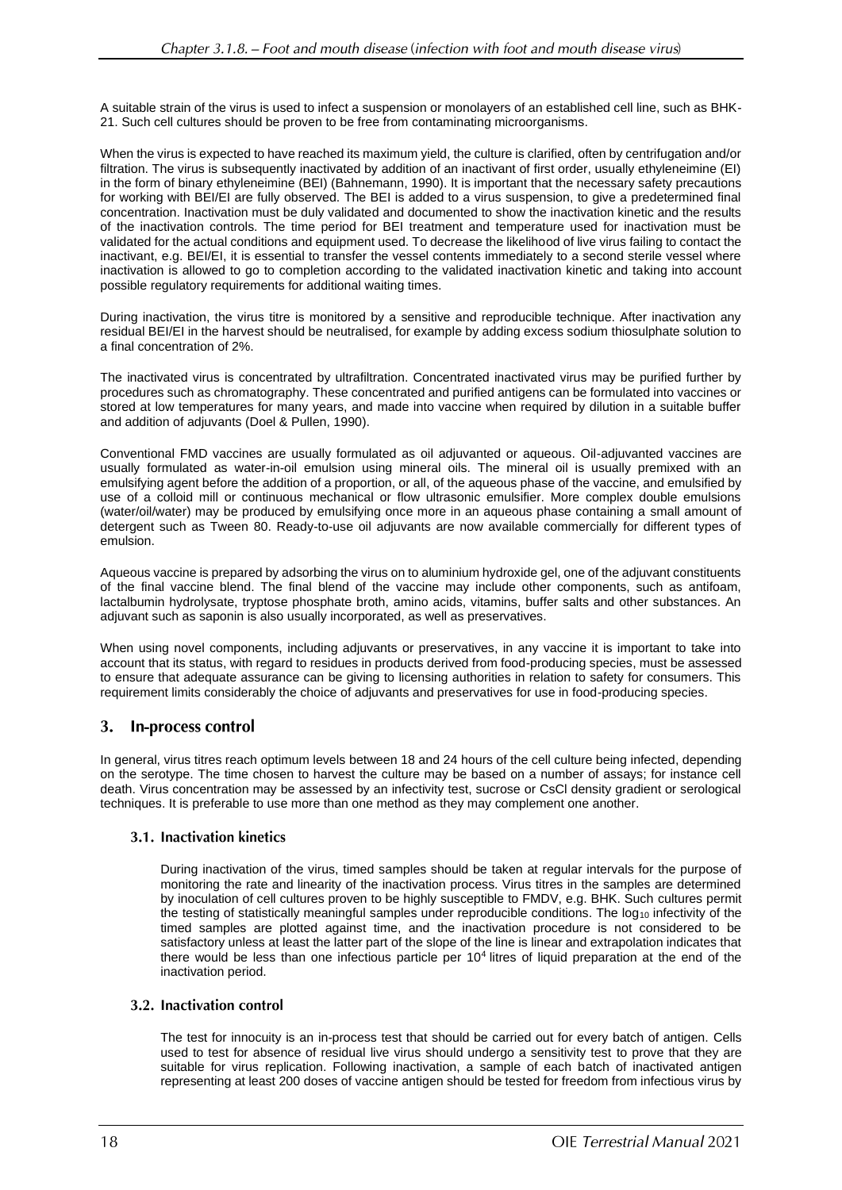A suitable strain of the virus is used to infect a suspension or monolayers of an established cell line, such as BHK-21. Such cell cultures should be proven to be free from contaminating microorganisms.

When the virus is expected to have reached its maximum yield, the culture is clarified, often by centrifugation and/or filtration. The virus is subsequently inactivated by addition of an inactivant of first order, usually ethyleneimine (EI) in the form of binary ethyleneimine (BEI) (Bahnemann, 1990). It is important that the necessary safety precautions for working with BEI/EI are fully observed. The BEI is added to a virus suspension, to give a predetermined final concentration. Inactivation must be duly validated and documented to show the inactivation kinetic and the results of the inactivation controls. The time period for BEI treatment and temperature used for inactivation must be validated for the actual conditions and equipment used. To decrease the likelihood of live virus failing to contact the inactivant, e.g. BEI/EI, it is essential to transfer the vessel contents immediately to a second sterile vessel where inactivation is allowed to go to completion according to the validated inactivation kinetic and taking into account possible regulatory requirements for additional waiting times.

During inactivation, the virus titre is monitored by a sensitive and reproducible technique. After inactivation any residual BEI/EI in the harvest should be neutralised, for example by adding excess sodium thiosulphate solution to a final concentration of 2%.

The inactivated virus is concentrated by ultrafiltration. Concentrated inactivated virus may be purified further by procedures such as chromatography. These concentrated and purified antigens can be formulated into vaccines or stored at low temperatures for many years, and made into vaccine when required by dilution in a suitable buffer and addition of adjuvants (Doel & Pullen, 1990).

Conventional FMD vaccines are usually formulated as oil adjuvanted or aqueous. Oil-adjuvanted vaccines are usually formulated as water-in-oil emulsion using mineral oils. The mineral oil is usually premixed with an emulsifying agent before the addition of a proportion, or all, of the aqueous phase of the vaccine, and emulsified by use of a colloid mill or continuous mechanical or flow ultrasonic emulsifier. More complex double emulsions (water/oil/water) may be produced by emulsifying once more in an aqueous phase containing a small amount of detergent such as Tween 80. Ready-to-use oil adjuvants are now available commercially for different types of emulsion.

Aqueous vaccine is prepared by adsorbing the virus on to aluminium hydroxide gel, one of the adjuvant constituents of the final vaccine blend. The final blend of the vaccine may include other components, such as antifoam, lactalbumin hydrolysate, tryptose phosphate broth, amino acids, vitamins, buffer salts and other substances. An adjuvant such as saponin is also usually incorporated, as well as preservatives.

When using novel components, including adjuvants or preservatives, in any vaccine it is important to take into account that its status, with regard to residues in products derived from food-producing species, must be assessed to ensure that adequate assurance can be giving to licensing authorities in relation to safety for consumers. This requirement limits considerably the choice of adjuvants and preservatives for use in food-producing species.

## 3. In-process control

In general, virus titres reach optimum levels between 18 and 24 hours of the cell culture being infected, depending on the serotype. The time chosen to harvest the culture may be based on a number of assays; for instance cell death. Virus concentration may be assessed by an infectivity test, sucrose or CsCl density gradient or serological techniques. It is preferable to use more than one method as they may complement one another.

### 3.1. Inactivation kinetics

During inactivation of the virus, timed samples should be taken at regular intervals for the purpose of monitoring the rate and linearity of the inactivation process. Virus titres in the samples are determined by inoculation of cell cultures proven to be highly susceptible to FMDV, e.g. BHK. Such cultures permit the testing of statistically meaningful samples under reproducible conditions. The $\log_{10}$ infectivity of the timed samples are plotted against time, and the inactivation procedure is not considered to be satisfactory unless at least the latter part of the slope of the line is linear and extrapolation indicates that there would be less than one infectious particle per $10^4$ litres of liquid preparation at the end of the inactivation period.

### 3.2. Inactivation control

The test for innocuity is an in-process test that should be carried out for every batch of antigen. Cells used to test for absence of residual live virus should undergo a sensitivity test to prove that they are suitable for virus replication. Following inactivation, a sample of each batch of inactivated antigen representing at least 200 doses of vaccine antigen should be tested for freedom from infectious virus by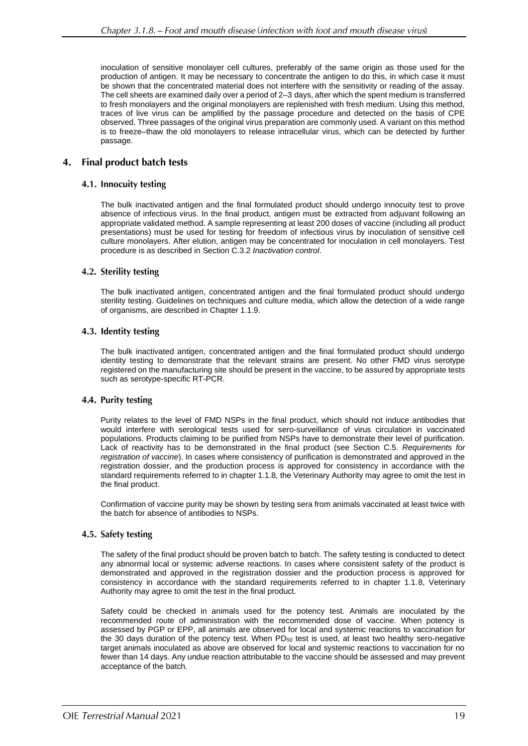inoculation of sensitive monolayer cell cultures, preferably of the same origin as those used for the production of antigen. It may be necessary to concentrate the antigen to do this, in which case it must be shown that the concentrated material does not interfere with the sensitivity or reading of the assay. The cell sheets are examined daily over a period of 2–3 days, after which the spent medium is transferred to fresh monolayers and the original monolayers are replenished with fresh medium. Using this method, traces of live virus can be amplified by the passage procedure and detected on the basis of CPE observed. Three passages of the original virus preparation are commonly used. A variant on this method is to freeze–thaw the old monolayers to release intracellular virus, which can be detected by further passage.

## 4. Final product batch tests

### 4.1. Innocuity testing

The bulk inactivated antigen and the final formulated product should undergo innocuity test to prove absence of infectious virus. In the final product, antigen must be extracted from adjuvant following an appropriate validated method. A sample representing at least 200 doses of vaccine (including all product presentations) must be used for testing for freedom of infectious virus by inoculation of sensitive cell culture monolayers. After elution, antigen may be concentrated for inoculation in cell monolayers. Test procedure is as described in Section C.3.2 *Inactivation control*.

### 4.2. Sterility testing

The bulk inactivated antigen, concentrated antigen and the final formulated product should undergo sterility testing. Guidelines on techniques and culture media, which allow the detection of a wide range of organisms, are described in Chapter 1.1.9.

### 4.3. Identity testing

The bulk inactivated antigen, concentrated antigen and the final formulated product should undergo identity testing to demonstrate that the relevant strains are present. No other FMD virus serotype registered on the manufacturing site should be present in the vaccine, to be assured by appropriate tests such as serotype-specific RT-PCR.

### 4.4. Purity testing

Purity relates to the level of FMD NSPs in the final product, which should not induce antibodies that would interfere with serological tests used for sero-surveillance of virus circulation in vaccinated populations. Products claiming to be purified from NSPs have to demonstrate their level of purification. Lack of reactivity has to be demonstrated in the final product (see Section C.5. *Requirements for registration of vaccine*). In cases where consistency of purification is demonstrated and approved in the registration dossier, and the production process is approved for consistency in accordance with the standard requirements referred to in chapter 1.1.8*,* the Veterinary Authority may agree to omit the test in the final product.

Confirmation of vaccine purity may be shown by testing sera from animals vaccinated at least twice with the batch for absence of antibodies to NSPs.

### 4.5. Safety testing

The safety of the final product should be proven batch to batch. The safety testing is conducted to detect any abnormal local or systemic adverse reactions. In cases where consistent safety of the product is demonstrated and approved in the registration dossier and the production process is approved for consistency in accordance with the standard requirements referred to in chapter 1.1.8, Veterinary Authority may agree to omit the test in the final product.

Safety could be checked in animals used for the potency test. Animals are inoculated by the recommended route of administration with the recommended dose of vaccine. When potency is assessed by PGP or EPP, all animals are observed for local and systemic reactions to vaccination for the 30 days duration of the potency test. When $PD_{50}$ test is used, at least two healthy sero-negative target animals inoculated as above are observed for local and systemic reactions to vaccination for no fewer than 14 days. Any undue reaction attributable to the vaccine should be assessed and may prevent acceptance of the batch.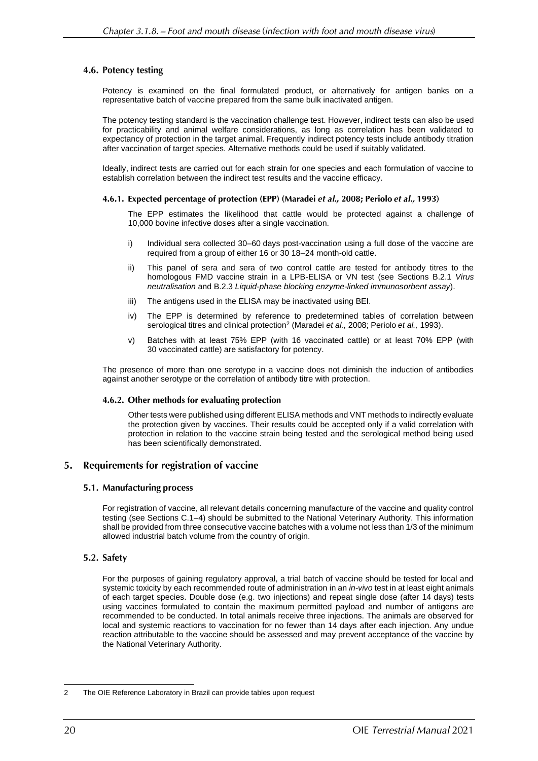### 4.6. Potency testing

Potency is examined on the final formulated product, or alternatively for antigen banks on a representative batch of vaccine prepared from the same bulk inactivated antigen.

The potency testing standard is the vaccination challenge test. However, indirect tests can also be used for practicability and animal welfare considerations, as long as correlation has been validated to expectancy of protection in the target animal. Frequently indirect potency tests include antibody titration after vaccination of target species. Alternative methods could be used if suitably validated.

Ideally, indirect tests are carried out for each strain for one species and each formulation of vaccine to establish correlation between the indirect test results and the vaccine efficacy.

#### 4.6.1. Expected percentage of protection (EPP) (Maradei *et al.,* 2008; Periolo *et al.,* 1993)

The EPP estimates the likelihood that cattle would be protected against a challenge of 10,000 bovine infective doses after a single vaccination.

i) Individual sera collected 30–60 days post-vaccination using a full dose of the vaccine are required from a group of either 16 or 30 18–24 month-old cattle.

ii) This panel of sera and sera of two control cattle are tested for antibody titres to the homologous FMD vaccine strain in a LPB-ELISA or VN test (see Sections B.2.1 *Virus neutralisation* and B.2.3 *Liquid-phase blocking enzyme-linked immunosorbent assay*).

iii) The antigens used in the ELISA may be inactivated using BEI.

iv) The EPP is determined by reference to predetermined tables of correlation between serological titres and clinical protection[2] (Maradei *et al.,* 2008; Periolo *et al.,* 1993).

v) Batches with at least 75% EPP (with 16 vaccinated cattle) or at least 70% EPP (with 30 vaccinated cattle) are satisfactory for potency.

The presence of more than one serotype in a vaccine does not diminish the induction of antibodies against another serotype or the correlation of antibody titre with protection.

#### 4.6.2. Other methods for evaluating protection

Other tests were published using different ELISA methods and VNT methods to indirectly evaluate the protection given by vaccines. Their results could be accepted only if a valid correlation with protection in relation to the vaccine strain being tested and the serological method being used has been scientifically demonstrated.

## 5. Requirements for registration of vaccine

### 5.1. Manufacturing process

For registration of vaccine, all relevant details concerning manufacture of the vaccine and quality control testing (see Sections C.1–4) should be submitted to the National Veterinary Authority. This information shall be provided from three consecutive vaccine batches with a volume not less than 1/3 of the minimum allowed industrial batch volume from the country of origin.

### 5.2. Safety

For the purposes of gaining regulatory approval, a trial batch of vaccine should be tested for local and systemic toxicity by each recommended route of administration in an *in-vivo* test in at least eight animals of each target species. Double dose (e.g. two injections) and repeat single dose (after 14 days) tests using vaccines formulated to contain the maximum permitted payload and number of antigens are recommended to be conducted. In total animals receive three injections. The animals are observed for local and systemic reactions to vaccination for no fewer than 14 days after each injection. Any undue reaction attributable to the vaccine should be assessed and may prevent acceptance of the vaccine by the National Veterinary Authority.

---

2 The OIE Reference Laboratory in Brazil can provide tables upon request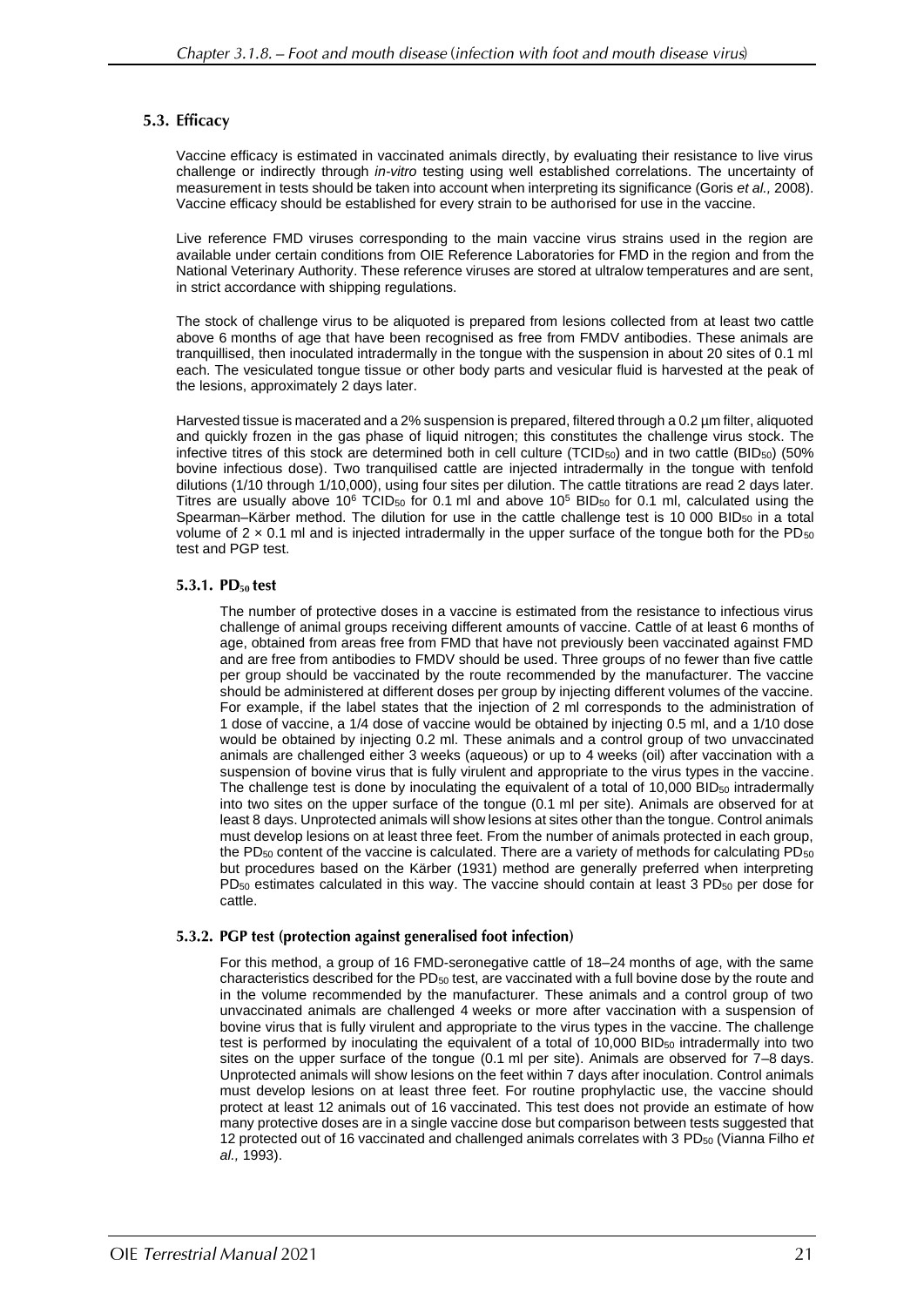### 5.3. Efficacy

Vaccine efficacy is estimated in vaccinated animals directly, by evaluating their resistance to live virus challenge or indirectly through *in-vitro* testing using well established correlations. The uncertainty of measurement in tests should be taken into account when interpreting its significance (Goris *et al.,* 2008). Vaccine efficacy should be established for every strain to be authorised for use in the vaccine.

Live reference FMD viruses corresponding to the main vaccine virus strains used in the region are available under certain conditions from OIE Reference Laboratories for FMD in the region and from the National Veterinary Authority. These reference viruses are stored at ultralow temperatures and are sent, in strict accordance with shipping regulations.

The stock of challenge virus to be aliquoted is prepared from lesions collected from at least two cattle above 6 months of age that have been recognised as free from FMDV antibodies. These animals are tranquillised, then inoculated intradermally in the tongue with the suspension in about 20 sites of 0.1 ml each. The vesiculated tongue tissue or other body parts and vesicular fluid is harvested at the peak of the lesions, approximately 2 days later.

Harvested tissue is macerated and a 2% suspension is prepared, filtered through a 0.2 µm filter, aliquoted and quickly frozen in the gas phase of liquid nitrogen; this constitutes the challenge virus stock. The infective titres of this stock are determined both in cell culture ($TCID_{50}$) and in two cattle ($BID_{50}$) (50% bovine infectious dose). Two tranquilised cattle are injected intradermally in the tongue with tenfold dilutions (1/10 through 1/10,000), using four sites per dilution. The cattle titrations are read 2 days later. Titres are usually above $10^6$ $TCID_{50}$ for 0.1 ml and above $10^5$ $BID_{50}$ for 0.1 ml, calculated using the Spearman–Kärber method. The dilution for use in the cattle challenge test is 10 000 $BID_{50}$ in a total volume of $2 \times 0.1$ ml and is injected intradermally in the upper surface of the tongue both for the $PD_{50}$ test and PGP test.

#### 5.3.1. $PD_{50}$ test

The number of protective doses in a vaccine is estimated from the resistance to infectious virus challenge of animal groups receiving different amounts of vaccine. Cattle of at least 6 months of age, obtained from areas free from FMD that have not previously been vaccinated against FMD and are free from antibodies to FMDV should be used. Three groups of no fewer than five cattle per group should be vaccinated by the route recommended by the manufacturer. The vaccine should be administered at different doses per group by injecting different volumes of the vaccine. For example, if the label states that the injection of 2 ml corresponds to the administration of 1 dose of vaccine, a 1/4 dose of vaccine would be obtained by injecting 0.5 ml, and a 1/10 dose would be obtained by injecting 0.2 ml. These animals and a control group of two unvaccinated animals are challenged either 3 weeks (aqueous) or up to 4 weeks (oil) after vaccination with a suspension of bovine virus that is fully virulent and appropriate to the virus types in the vaccine. The challenge test is done by inoculating the equivalent of a total of 10,000 $BID_{50}$ intradermally into two sites on the upper surface of the tongue (0.1 ml per site). Animals are observed for at least 8 days. Unprotected animals will show lesions at sites other than the tongue. Control animals must develop lesions on at least three feet. From the number of animals protected in each group, the $PD_{50}$ content of the vaccine is calculated. There are a variety of methods for calculating $PD_{50}$ but procedures based on the Kärber (1931) method are generally preferred when interpreting $PD_{50}$ estimates calculated in this way. The vaccine should contain at least 3 $PD_{50}$ per dose for cattle.

#### 5.3.2. PGP test (protection against generalised foot infection)

For this method, a group of 16 FMD-seronegative cattle of 18–24 months of age, with the same characteristics described for the $PD_{50}$ test, are vaccinated with a full bovine dose by the route and in the volume recommended by the manufacturer. These animals and a control group of two unvaccinated animals are challenged 4 weeks or more after vaccination with a suspension of bovine virus that is fully virulent and appropriate to the virus types in the vaccine. The challenge test is performed by inoculating the equivalent of a total of 10,000 $BID_{50}$ intradermally into two sites on the upper surface of the tongue (0.1 ml per site). Animals are observed for 7–8 days. Unprotected animals will show lesions on the feet within 7 days after inoculation. Control animals must develop lesions on at least three feet. For routine prophylactic use, the vaccine should protect at least 12 animals out of 16 vaccinated. This test does not provide an estimate of how many protective doses are in a single vaccine dose but comparison between tests suggested that 12 protected out of 16 vaccinated and challenged animals correlates with 3 $PD_{50}$ (Vianna Filho *et al.,* 1993).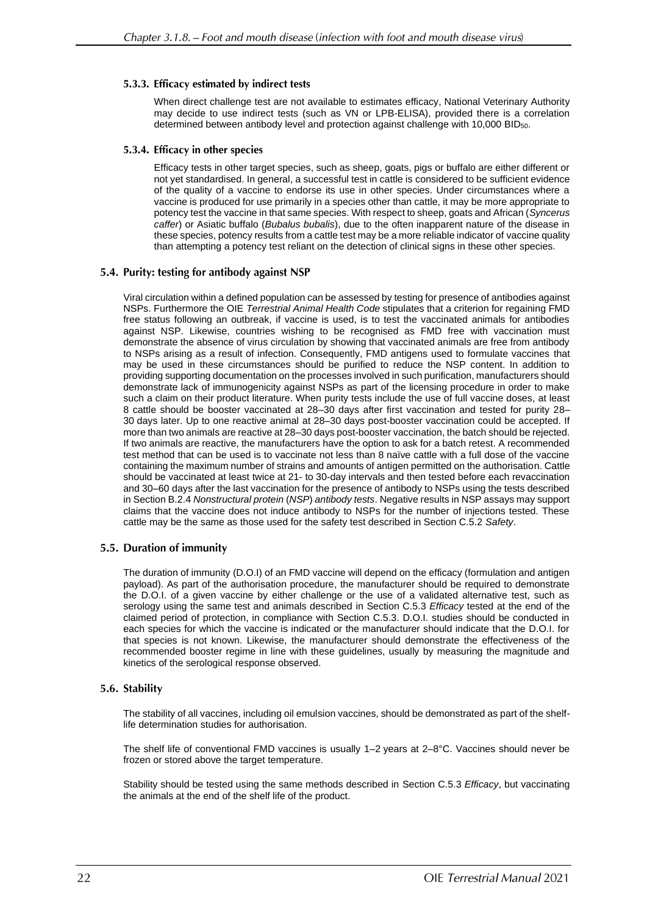#### 5.3.3. Efficacy estimated by indirect tests

When direct challenge test are not available to estimates efficacy, National Veterinary Authority may decide to use indirect tests (such as VN or LPB-ELISA), provided there is a correlation determined between antibody level and protection against challenge with 10,000 $BID_{50}$.

#### 5.3.4. Efficacy in other species

Efficacy tests in other target species, such as sheep, goats, pigs or buffalo are either different or not yet standardised. In general, a successful test in cattle is considered to be sufficient evidence of the quality of a vaccine to endorse its use in other species. Under circumstances where a vaccine is produced for use primarily in a species other than cattle, it may be more appropriate to potency test the vaccine in that same species. With respect to sheep, goats and African (*Syncerus caffer*) or Asiatic buffalo (*Bubalus bubalis*), due to the often inapparent nature of the disease in these species, potency results from a cattle test may be a more reliable indicator of vaccine quality than attempting a potency test reliant on the detection of clinical signs in these other species.

### 5.4. Purity: testing for antibody against NSP

Viral circulation within a defined population can be assessed by testing for presence of antibodies against NSPs. Furthermore the OIE *Terrestrial Animal Health Code* stipulates that a criterion for regaining FMD free status following an outbreak, if vaccine is used, is to test the vaccinated animals for antibodies against NSP. Likewise, countries wishing to be recognised as FMD free with vaccination must demonstrate the absence of virus circulation by showing that vaccinated animals are free from antibody to NSPs arising as a result of infection. Consequently, FMD antigens used to formulate vaccines that may be used in these circumstances should be purified to reduce the NSP content. In addition to providing supporting documentation on the processes involved in such purification, manufacturers should demonstrate lack of immunogenicity against NSPs as part of the licensing procedure in order to make such a claim on their product literature. When purity tests include the use of full vaccine doses, at least 8 cattle should be booster vaccinated at 28–30 days after first vaccination and tested for purity 28–30 days later. Up to one reactive animal at 28–30 days post-booster vaccination could be accepted. If more than two animals are reactive at 28–30 days post-booster vaccination, the batch should be rejected. If two animals are reactive, the manufacturers have the option to ask for a batch retest. A recommended test method that can be used is to vaccinate not less than 8 naïve cattle with a full dose of the vaccine containing the maximum number of strains and amounts of antigen permitted on the authorisation. Cattle should be vaccinated at least twice at 21- to 30-day intervals and then tested before each revaccination and 30–60 days after the last vaccination for the presence of antibody to NSPs using the tests described in Section B.2.4 *Nonstructural protein* (*NSP*) *antibody tests*. Negative results in NSP assays may support claims that the vaccine does not induce antibody to NSPs for the number of injections tested. These cattle may be the same as those used for the safety test described in Section C.5.2 *Safety*.

### 5.5. Duration of immunity

The duration of immunity (D.O.I) of an FMD vaccine will depend on the efficacy (formulation and antigen payload). As part of the authorisation procedure, the manufacturer should be required to demonstrate the D.O.I. of a given vaccine by either challenge or the use of a validated alternative test, such as serology using the same test and animals described in Section C.5.3 *Efficacy* tested at the end of the claimed period of protection, in compliance with Section C.5.3. D.O.I. studies should be conducted in each species for which the vaccine is indicated or the manufacturer should indicate that the D.O.I. for that species is not known. Likewise, the manufacturer should demonstrate the effectiveness of the recommended booster regime in line with these guidelines, usually by measuring the magnitude and kinetics of the serological response observed.

### 5.6. Stability

The stability of all vaccines, including oil emulsion vaccines, should be demonstrated as part of the shelf-life determination studies for authorisation.

The shelf life of conventional FMD vaccines is usually 1–2 years at 2–8°C. Vaccines should never be frozen or stored above the target temperature.

Stability should be tested using the same methods described in Section C.5.3 *Efficacy*, but vaccinating the animals at the end of the shelf life of the product.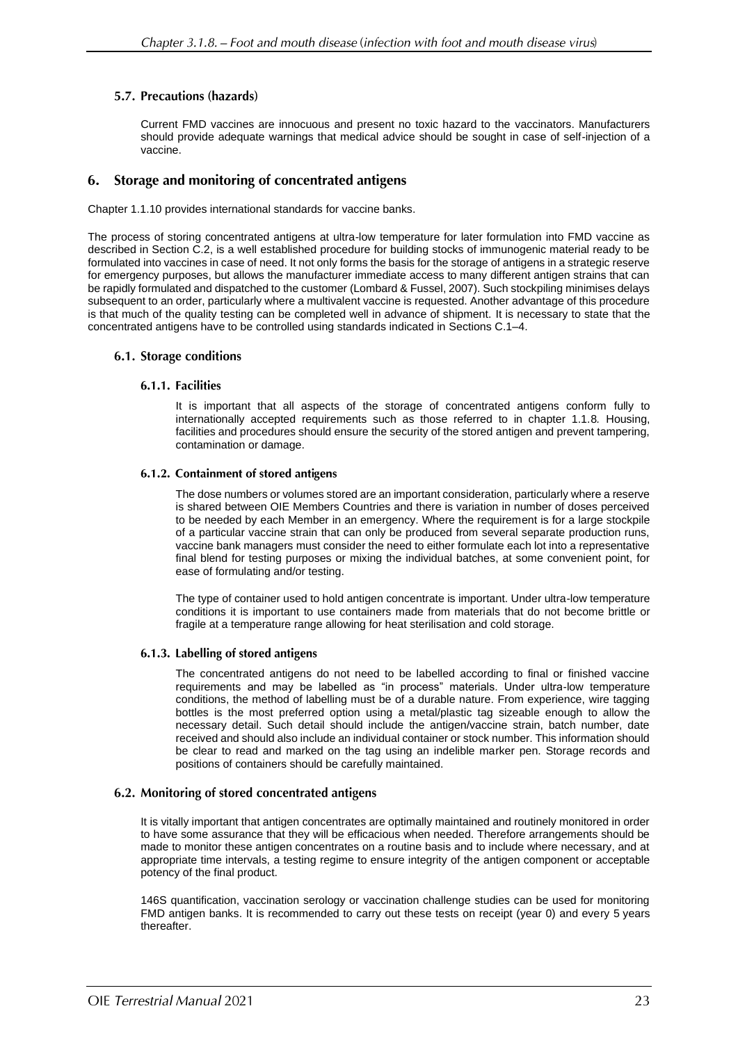### 5.7. Precautions (hazards)

Current FMD vaccines are innocuous and present no toxic hazard to the vaccinators. Manufacturers should provide adequate warnings that medical advice should be sought in case of self-injection of a vaccine.

## 6. Storage and monitoring of concentrated antigens

Chapter 1.1.10 provides international standards for vaccine banks.

The process of storing concentrated antigens at ultra-low temperature for later formulation into FMD vaccine as described in Section C.2, is a well established procedure for building stocks of immunogenic material ready to be formulated into vaccines in case of need. It not only forms the basis for the storage of antigens in a strategic reserve for emergency purposes, but allows the manufacturer immediate access to many different antigen strains that can be rapidly formulated and dispatched to the customer (Lombard & Fussel, 2007). Such stockpiling minimises delays subsequent to an order, particularly where a multivalent vaccine is requested. Another advantage of this procedure is that much of the quality testing can be completed well in advance of shipment. It is necessary to state that the concentrated antigens have to be controlled using standards indicated in Sections C.1–4.

### 6.1. Storage conditions

#### 6.1.1. Facilities

It is important that all aspects of the storage of concentrated antigens conform fully to internationally accepted requirements such as those referred to in chapter 1.1.8*.* Housing, facilities and procedures should ensure the security of the stored antigen and prevent tampering, contamination or damage.

#### 6.1.2. Containment of stored antigens

The dose numbers or volumes stored are an important consideration, particularly where a reserve is shared between OIE Members Countries and there is variation in number of doses perceived to be needed by each Member in an emergency. Where the requirement is for a large stockpile of a particular vaccine strain that can only be produced from several separate production runs, vaccine bank managers must consider the need to either formulate each lot into a representative final blend for testing purposes or mixing the individual batches, at some convenient point, for ease of formulating and/or testing.

The type of container used to hold antigen concentrate is important. Under ultra-low temperature conditions it is important to use containers made from materials that do not become brittle or fragile at a temperature range allowing for heat sterilisation and cold storage.

#### 6.1.3. Labelling of stored antigens

The concentrated antigens do not need to be labelled according to final or finished vaccine requirements and may be labelled as "in process" materials. Under ultra-low temperature conditions, the method of labelling must be of a durable nature. From experience, wire tagging bottles is the most preferred option using a metal/plastic tag sizeable enough to allow the necessary detail. Such detail should include the antigen/vaccine strain, batch number, date received and should also include an individual container or stock number. This information should be clear to read and marked on the tag using an indelible marker pen. Storage records and positions of containers should be carefully maintained.

### 6.2. Monitoring of stored concentrated antigens

It is vitally important that antigen concentrates are optimally maintained and routinely monitored in order to have some assurance that they will be efficacious when needed. Therefore arrangements should be made to monitor these antigen concentrates on a routine basis and to include where necessary, and at appropriate time intervals, a testing regime to ensure integrity of the antigen component or acceptable potency of the final product.

146S quantification, vaccination serology or vaccination challenge studies can be used for monitoring FMD antigen banks. It is recommended to carry out these tests on receipt (year 0) and every 5 years thereafter.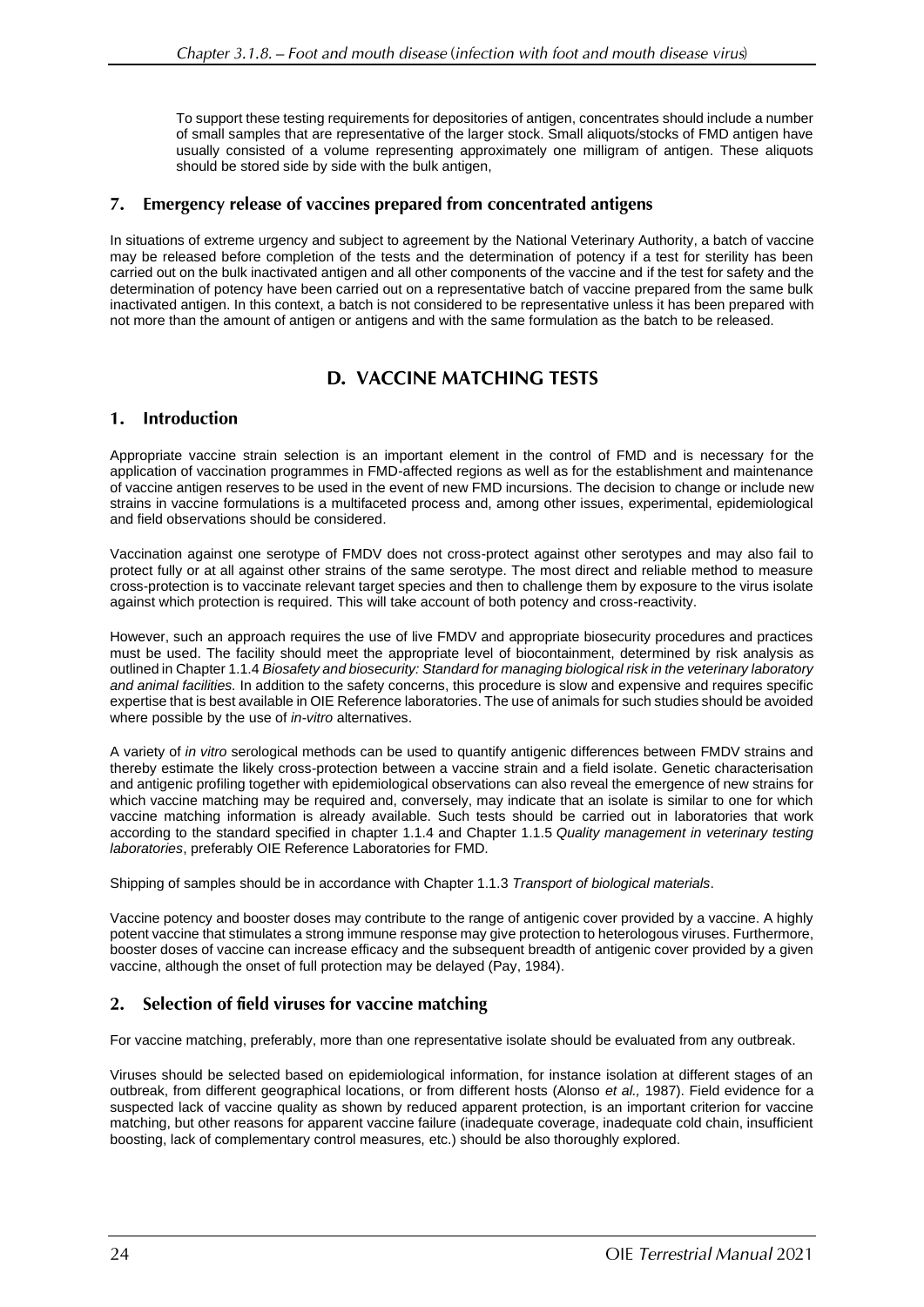To support these testing requirements for depositories of antigen, concentrates should include a number of small samples that are representative of the larger stock. Small aliquots/stocks of FMD antigen have usually consisted of a volume representing approximately one milligram of antigen. These aliquots should be stored side by side with the bulk antigen,

## 7. Emergency release of vaccines prepared from concentrated antigens

In situations of extreme urgency and subject to agreement by the National Veterinary Authority, a batch of vaccine may be released before completion of the tests and the determination of potency if a test for sterility has been carried out on the bulk inactivated antigen and all other components of the vaccine and if the test for safety and the determination of potency have been carried out on a representative batch of vaccine prepared from the same bulk inactivated antigen. In this context, a batch is not considered to be representative unless it has been prepared with not more than the amount of antigen or antigens and with the same formulation as the batch to be released.

# D. VACCINE MATCHING TESTS

## 1. Introduction

Appropriate vaccine strain selection is an important element in the control of FMD and is necessary for the application of vaccination programmes in FMD-affected regions as well as for the establishment and maintenance of vaccine antigen reserves to be used in the event of new FMD incursions. The decision to change or include new strains in vaccine formulations is a multifaceted process and, among other issues, experimental, epidemiological and field observations should be considered.

Vaccination against one serotype of FMDV does not cross-protect against other serotypes and may also fail to protect fully or at all against other strains of the same serotype. The most direct and reliable method to measure cross-protection is to vaccinate relevant target species and then to challenge them by exposure to the virus isolate against which protection is required. This will take account of both potency and cross-reactivity.

However, such an approach requires the use of live FMDV and appropriate biosecurity procedures and practices must be used. The facility should meet the appropriate level of biocontainment, determined by risk analysis as outlined in Chapter 1.1.4 *Biosafety and biosecurity: Standard for managing biological risk in the veterinary laboratory and animal facilities.* In addition to the safety concerns, this procedure is slow and expensive and requires specific expertise that is best available in OIE Reference laboratories. The use of animals for such studies should be avoided where possible by the use of *in-vitro* alternatives.

A variety of *in vitro* serological methods can be used to quantify antigenic differences between FMDV strains and thereby estimate the likely cross-protection between a vaccine strain and a field isolate. Genetic characterisation and antigenic profiling together with epidemiological observations can also reveal the emergence of new strains for which vaccine matching may be required and, conversely, may indicate that an isolate is similar to one for which vaccine matching information is already available. Such tests should be carried out in laboratories that work according to the standard specified in chapter 1.1.4 and Chapter 1.1.5 *Quality management in veterinary testing laboratories*, preferably OIE Reference Laboratories for FMD.

Shipping of samples should be in accordance with Chapter 1.1.3 *Transport of biological materials*.

Vaccine potency and booster doses may contribute to the range of antigenic cover provided by a vaccine. A highly potent vaccine that stimulates a strong immune response may give protection to heterologous viruses. Furthermore, booster doses of vaccine can increase efficacy and the subsequent breadth of antigenic cover provided by a given vaccine, although the onset of full protection may be delayed (Pay, 1984).

## 2. Selection of field viruses for vaccine matching

For vaccine matching, preferably, more than one representative isolate should be evaluated from any outbreak.

Viruses should be selected based on epidemiological information, for instance isolation at different stages of an outbreak, from different geographical locations, or from different hosts (Alonso *et al.,* 1987). Field evidence for a suspected lack of vaccine quality as shown by reduced apparent protection, is an important criterion for vaccine matching, but other reasons for apparent vaccine failure (inadequate coverage, inadequate cold chain, insufficient boosting, lack of complementary control measures, etc.) should be also thoroughly explored.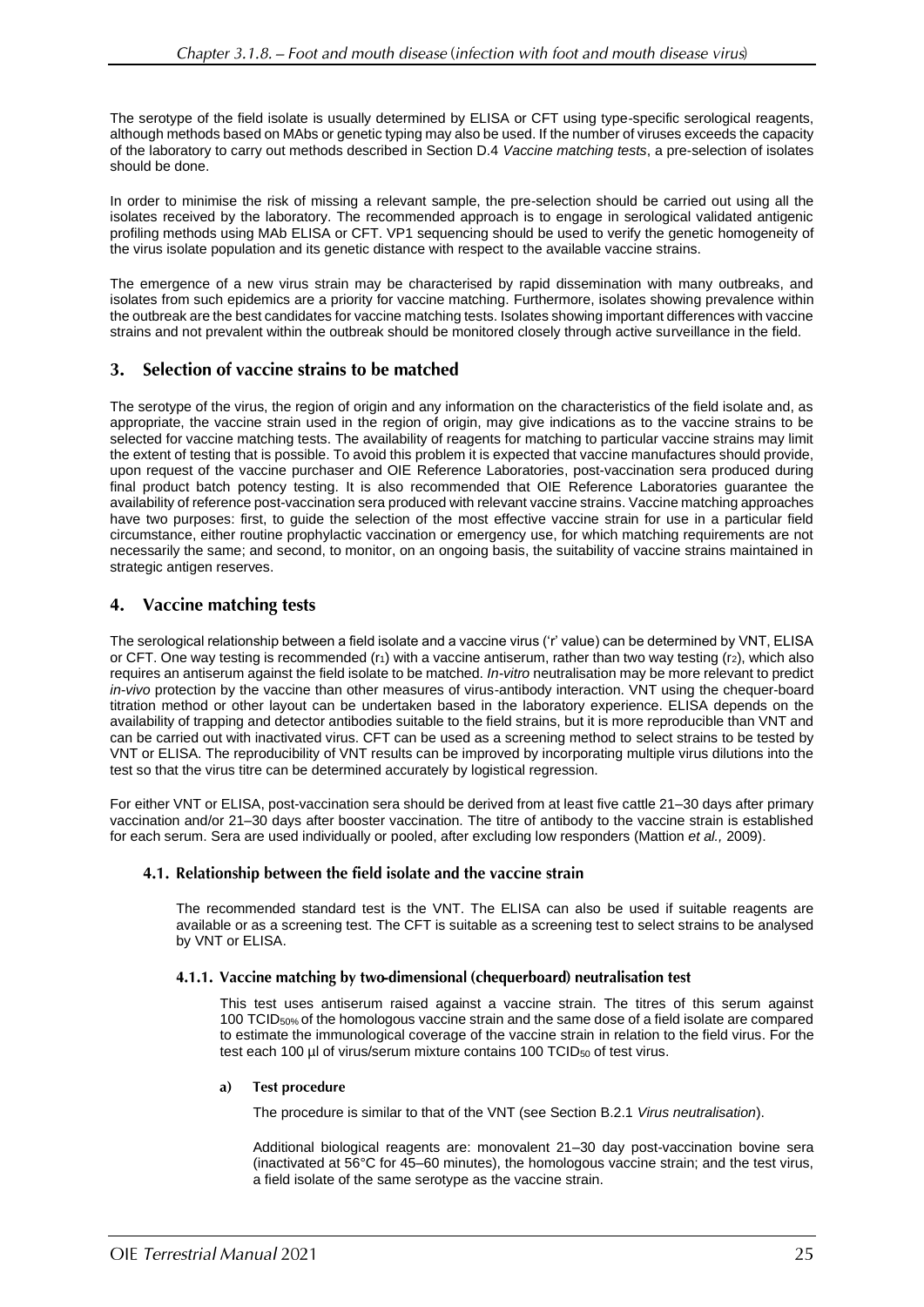The serotype of the field isolate is usually determined by ELISA or CFT using type-specific serological reagents, although methods based on MAbs or genetic typing may also be used. If the number of viruses exceeds the capacity of the laboratory to carry out methods described in Section D.4 *Vaccine matching tests*, a pre-selection of isolates should be done.

In order to minimise the risk of missing a relevant sample, the pre-selection should be carried out using all the isolates received by the laboratory. The recommended approach is to engage in serological validated antigenic profiling methods using MAb ELISA or CFT. VP1 sequencing should be used to verify the genetic homogeneity of the virus isolate population and its genetic distance with respect to the available vaccine strains.

The emergence of a new virus strain may be characterised by rapid dissemination with many outbreaks, and isolates from such epidemics are a priority for vaccine matching. Furthermore, isolates showing prevalence within the outbreak are the best candidates for vaccine matching tests. Isolates showing important differences with vaccine strains and not prevalent within the outbreak should be monitored closely through active surveillance in the field.

## 3. Selection of vaccine strains to be matched

The serotype of the virus, the region of origin and any information on the characteristics of the field isolate and, as appropriate, the vaccine strain used in the region of origin, may give indications as to the vaccine strains to be selected for vaccine matching tests. The availability of reagents for matching to particular vaccine strains may limit the extent of testing that is possible. To avoid this problem it is expected that vaccine manufactures should provide, upon request of the vaccine purchaser and OIE Reference Laboratories, post-vaccination sera produced during final product batch potency testing. It is also recommended that OIE Reference Laboratories guarantee the availability of reference post-vaccination sera produced with relevant vaccine strains. Vaccine matching approaches have two purposes: first, to guide the selection of the most effective vaccine strain for use in a particular field circumstance, either routine prophylactic vaccination or emergency use, for which matching requirements are not necessarily the same; and second, to monitor, on an ongoing basis, the suitability of vaccine strains maintained in strategic antigen reserves.

## 4. Vaccine matching tests

The serological relationship between a field isolate and a vaccine virus ('r' value) can be determined by VNT, ELISA or CFT. One way testing is recommended ($r_1$) with a vaccine antiserum, rather than two way testing ($r_2$), which also requires an antiserum against the field isolate to be matched. *In-vitro* neutralisation may be more relevant to predict *in-vivo* protection by the vaccine than other measures of virus-antibody interaction. VNT using the chequer-board titration method or other layout can be undertaken based in the laboratory experience. ELISA depends on the availability of trapping and detector antibodies suitable to the field strains, but it is more reproducible than VNT and can be carried out with inactivated virus. CFT can be used as a screening method to select strains to be tested by VNT or ELISA. The reproducibility of VNT results can be improved by incorporating multiple virus dilutions into the test so that the virus titre can be determined accurately by logistical regression.

For either VNT or ELISA, post-vaccination sera should be derived from at least five cattle 21–30 days after primary vaccination and/or 21–30 days after booster vaccination. The titre of antibody to the vaccine strain is established for each serum. Sera are used individually or pooled, after excluding low responders (Mattion *et al.,* 2009).

### 4.1. Relationship between the field isolate and the vaccine strain

The recommended standard test is the VNT. The ELISA can also be used if suitable reagents are available or as a screening test. The CFT is suitable as a screening test to select strains to be analysed by VNT or ELISA.

#### 4.1.1. Vaccine matching by two-dimensional (chequerboard) neutralisation test

This test uses antiserum raised against a vaccine strain. The titres of this serum against 100 $TCID_{50\%}$ of the homologous vaccine strain and the same dose of a field isolate are compared to estimate the immunological coverage of the vaccine strain in relation to the field virus. For the test each 100 µl of virus/serum mixture contains 100 $TCID_{50}$ of test virus.

**a) Test procedure**

The procedure is similar to that of the VNT (see Section B.2.1 *Virus neutralisation*).

Additional biological reagents are: monovalent 21–30 day post-vaccination bovine sera (inactivated at 56°C for 45–60 minutes), the homologous vaccine strain; and the test virus, a field isolate of the same serotype as the vaccine strain.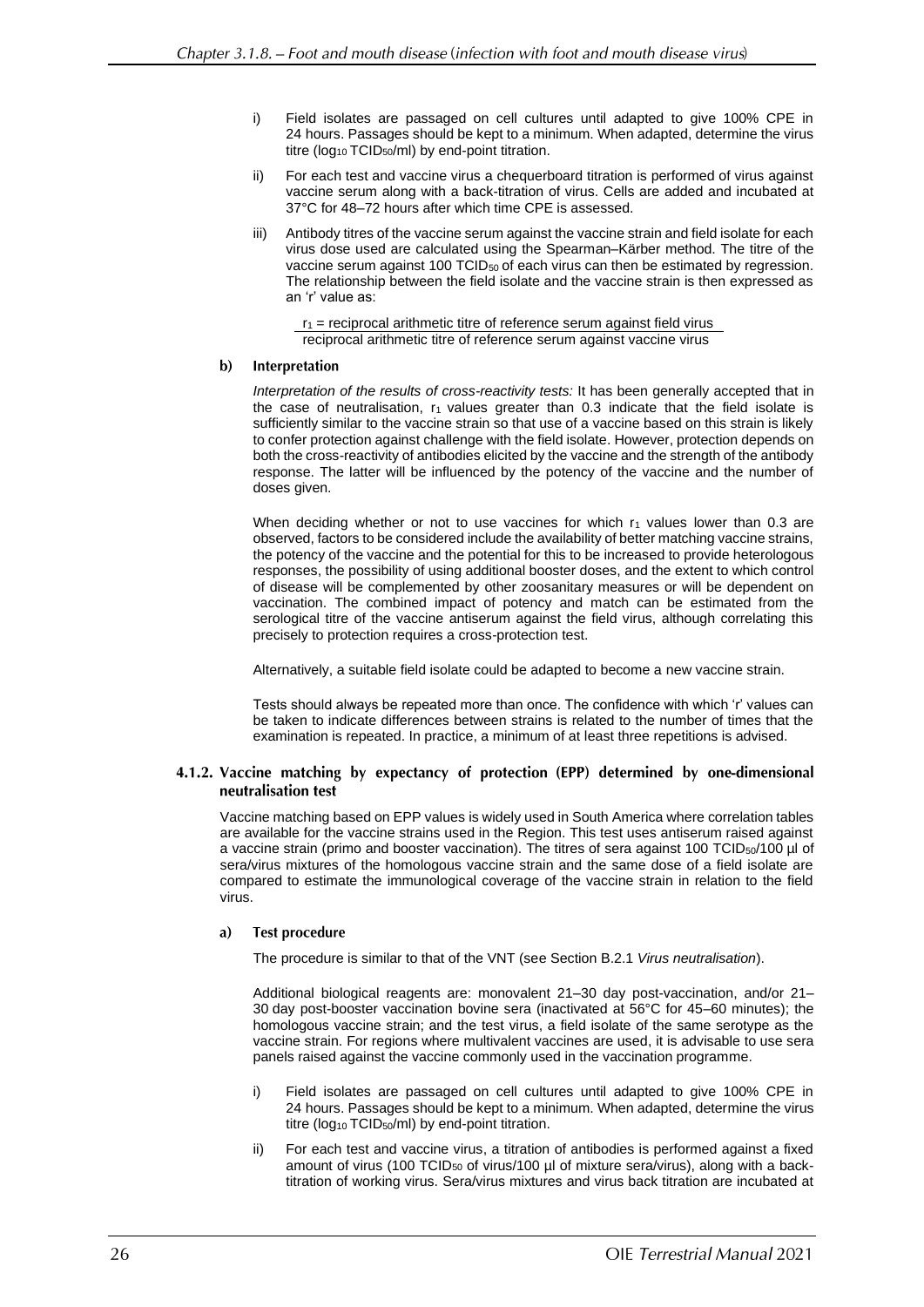i) Field isolates are passaged on cell cultures until adapted to give 100% CPE in 24 hours. Passages should be kept to a minimum. When adapted, determine the virus titre ($\log_{10}$ $TCID_{50}$/ml) by end-point titration.

ii) For each test and vaccine virus a chequerboard titration is performed of virus against vaccine serum along with a back-titration of virus. Cells are added and incubated at 37°C for 48–72 hours after which time CPE is assessed.

iii) Antibody titres of the vaccine serum against the vaccine strain and field isolate for each virus dose used are calculated using the Spearman–Kärber method. The titre of the vaccine serum against 100 $TCID_{50}$ of each virus can then be estimated by regression. The relationship between the field isolate and the vaccine strain is then expressed as an 'r' value as:

$$r_1 = \frac{\text{reciprocal arithmetic titre of reference serum against field virus}}{\text{reciprocal arithmetic titre of reference serum against vaccine virus}}$$

### b) Interpretation

*Interpretation of the results of cross-reactivity tests:* It has been generally accepted that in the case of neutralisation, $r_1$ values greater than 0.3 indicate that the field isolate is sufficiently similar to the vaccine strain so that use of a vaccine based on this strain is likely to confer protection against challenge with the field isolate. However, protection depends on both the cross-reactivity of antibodies elicited by the vaccine and the strength of the antibody response. The latter will be influenced by the potency of the vaccine and the number of doses given.

When deciding whether or not to use vaccines for which $r_1$ values lower than 0.3 are observed, factors to be considered include the availability of better matching vaccine strains, the potency of the vaccine and the potential for this to be increased to provide heterologous responses, the possibility of using additional booster doses, and the extent to which control of disease will be complemented by other zoosanitary measures or will be dependent on vaccination. The combined impact of potency and match can be estimated from the serological titre of the vaccine antiserum against the field virus, although correlating this precisely to protection requires a cross-protection test.

Alternatively, a suitable field isolate could be adapted to become a new vaccine strain.

Tests should always be repeated more than once. The confidence with which 'r' values can be taken to indicate differences between strains is related to the number of times that the examination is repeated. In practice, a minimum of at least three repetitions is advised.

### 4.1.2. Vaccine matching by expectancy of protection (EPP) determined by one-dimensional neutralisation test

Vaccine matching based on EPP values is widely used in South America where correlation tables are available for the vaccine strains used in the Region. This test uses antiserum raised against a vaccine strain (primo and booster vaccination). The titres of sera against 100 $TCID_{50}$/100 µl of sera/virus mixtures of the homologous vaccine strain and the same dose of a field isolate are compared to estimate the immunological coverage of the vaccine strain in relation to the field virus.

#### a) Test procedure

The procedure is similar to that of the VNT (see Section B.2.1 *Virus neutralisation*).

Additional biological reagents are: monovalent 21–30 day post-vaccination, and/or 21–30 day post-booster vaccination bovine sera (inactivated at 56°C for 45–60 minutes); the homologous vaccine strain; and the test virus, a field isolate of the same serotype as the vaccine strain. For regions where multivalent vaccines are used, it is advisable to use sera panels raised against the vaccine commonly used in the vaccination programme.

i) Field isolates are passaged on cell cultures until adapted to give 100% CPE in 24 hours. Passages should be kept to a minimum. When adapted, determine the virus titre ($\log_{10}$ $TCID_{50}$/ml) by end-point titration.

ii) For each test and vaccine virus, a titration of antibodies is performed against a fixed amount of virus (100 $TCID_{50}$ of virus/100 µl of mixture sera/virus), along with a back-titration of working virus. Sera/virus mixtures and virus back titration are incubated at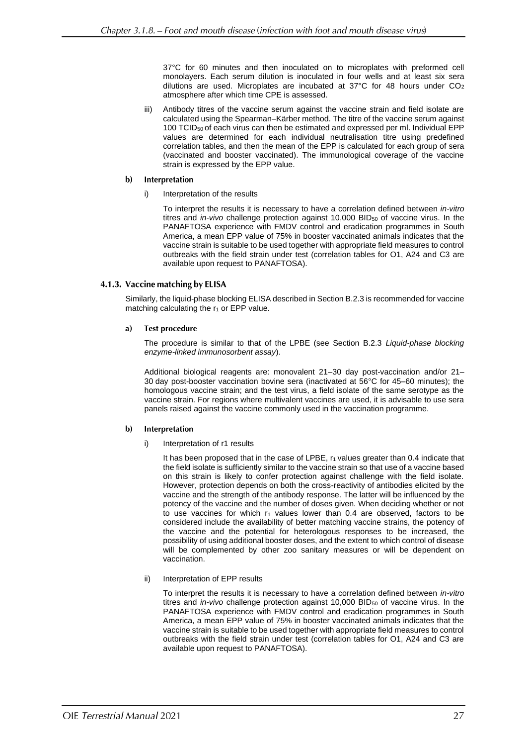37°C for 60 minutes and then inoculated on to microplates with preformed cell monolayers. Each serum dilution is inoculated in four wells and at least six sera dilutions are used. Microplates are incubated at 37°C for 48 hours under $CO_2$ atmosphere after which time CPE is assessed.

iii) Antibody titres of the vaccine serum against the vaccine strain and field isolate are calculated using the Spearman–Kärber method. The titre of the vaccine serum against 100 $TCID_{50}$ of each virus can then be estimated and expressed per ml. Individual EPP values are determined for each individual neutralisation titre using predefined correlation tables, and then the mean of the EPP is calculated for each group of sera (vaccinated and booster vaccinated). The immunological coverage of the vaccine strain is expressed by the EPP value.

**b) Interpretation**

i) Interpretation of the results

To interpret the results it is necessary to have a correlation defined between *in-vitro* titres and *in-vivo* challenge protection against 10,000 $BID_{50}$ of vaccine virus. In the PANAFTOSA experience with FMDV control and eradication programmes in South America, a mean EPP value of 75% in booster vaccinated animals indicates that the vaccine strain is suitable to be used together with appropriate field measures to control outbreaks with the field strain under test (correlation tables for O1, A24 and C3 are available upon request to PANAFTOSA).

### 4.1.3. Vaccine matching by ELISA

Similarly, the liquid-phase blocking ELISA described in Section B.2.3 is recommended for vaccine matching calculating the $r_1$ or EPP value.

**a) Test procedure**

The procedure is similar to that of the LPBE (see Section B.2.3 *Liquid-phase blocking enzyme-linked immunosorbent assay*).

Additional biological reagents are: monovalent 21–30 day post-vaccination and/or 21–30 day post-booster vaccination bovine sera (inactivated at 56°C for 45–60 minutes); the homologous vaccine strain; and the test virus, a field isolate of the same serotype as the vaccine strain. For regions where multivalent vaccines are used, it is advisable to use sera panels raised against the vaccine commonly used in the vaccination programme.

**b) Interpretation**

i) Interpretation of r1 results

It has been proposed that in the case of LPBE, $r_1$ values greater than 0.4 indicate that the field isolate is sufficiently similar to the vaccine strain so that use of a vaccine based on this strain is likely to confer protection against challenge with the field isolate. However, protection depends on both the cross-reactivity of antibodies elicited by the vaccine and the strength of the antibody response. The latter will be influenced by the potency of the vaccine and the number of doses given. When deciding whether or not to use vaccines for which $r_1$ values lower than 0.4 are observed, factors to be considered include the availability of better matching vaccine strains, the potency of the vaccine and the potential for heterologous responses to be increased, the possibility of using additional booster doses, and the extent to which control of disease will be complemented by other zoo sanitary measures or will be dependent on vaccination.

ii) Interpretation of EPP results

To interpret the results it is necessary to have a correlation defined between *in-vitro* titres and *in-vivo* challenge protection against 10,000 $BID_{50}$ of vaccine virus. In the PANAFTOSA experience with FMDV control and eradication programmes in South America, a mean EPP value of 75% in booster vaccinated animals indicates that the vaccine strain is suitable to be used together with appropriate field measures to control outbreaks with the field strain under test (correlation tables for O1, A24 and C3 are available upon request to PANAFTOSA).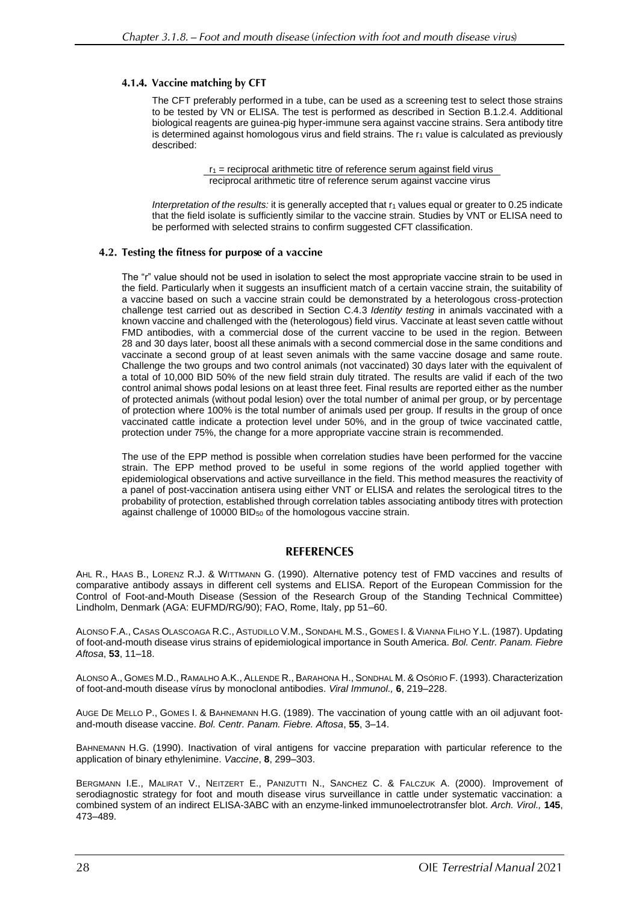#### 4.1.4. Vaccine matching by CFT

The CFT preferably performed in a tube, can be used as a screening test to select those strains to be tested by VN or ELISA. The test is performed as described in Section B.1.2.4. Additional biological reagents are guinea-pig hyper-immune sera against vaccine strains. Sera antibody titre is determined against homologous virus and field strains. The $r_1$ value is calculated as previously described:

$$r_1 = \frac{\text{reciprocal arithmetic titre of reference serum against field virus}}{\text{reciprocal arithmetic titre of reference serum against vaccine virus}}$$

*Interpretation of the results:* it is generally accepted that $r_1$ values equal or greater to 0.25 indicate that the field isolate is sufficiently similar to the vaccine strain. Studies by VNT or ELISA need to be performed with selected strains to confirm suggested CFT classification.

### 4.2. Testing the fitness for purpose of a vaccine

The "r" value should not be used in isolation to select the most appropriate vaccine strain to be used in the field. Particularly when it suggests an insufficient match of a certain vaccine strain, the suitability of a vaccine based on such a vaccine strain could be demonstrated by a heterologous cross-protection challenge test carried out as described in Section C.4.3 *Identity testing* in animals vaccinated with a known vaccine and challenged with the (heterologous) field virus. Vaccinate at least seven cattle without FMD antibodies, with a commercial dose of the current vaccine to be used in the region. Between 28 and 30 days later, boost all these animals with a second commercial dose in the same conditions and vaccinate a second group of at least seven animals with the same vaccine dosage and same route. Challenge the two groups and two control animals (not vaccinated) 30 days later with the equivalent of a total of 10,000 BID 50% of the new field strain duly titrated. The results are valid if each of the two control animal shows podal lesions on at least three feet. Final results are reported either as the number of protected animals (without podal lesion) over the total number of animal per group, or by percentage of protection where 100% is the total number of animals used per group. If results in the group of once vaccinated cattle indicate a protection level under 50%, and in the group of twice vaccinated cattle, protection under 75%, the change for a more appropriate vaccine strain is recommended.

The use of the EPP method is possible when correlation studies have been performed for the vaccine strain. The EPP method proved to be useful in some regions of the world applied together with epidemiological observations and active surveillance in the field. This method measures the reactivity of a panel of post-vaccination antisera using either VNT or ELISA and relates the serological titres to the probability of protection, established through correlation tables associating antibody titres with protection against challenge of 10000 $BID_{50}$ of the homologous vaccine strain.

## REFERENCES

AHL R., HAAS B., LORENZ R.J. & WITTMANN G. (1990). Alternative potency test of FMD vaccines and results of comparative antibody assays in different cell systems and ELISA. Report of the European Commission for the Control of Foot-and-Mouth Disease (Session of the Research Group of the Standing Technical Committee) Lindholm, Denmark (AGA: EUFMD/RG/90); FAO, Rome, Italy, pp 51–60.

ALONSO F.A., CASAS OLASCOAGA R.C., ASTUDILLO V.M., SONDAHL M.S., GOMES I. & VIANNA FILHO Y.L. (1987). Updating of foot-and-mouth disease virus strains of epidemiological importance in South America. *Bol. Centr. Panam. Fiebre Aftosa*, **53**, 11–18.

ALONSO A., GOMES M.D., RAMALHO A.K., ALLENDE R., BARAHONA H., SONDHAL M. & OSÓRIO F. (1993). Characterization of foot-and-mouth disease vírus by monoclonal antibodies. *Viral Immunol.,* **6**, 219–228.

AUGE DE MELLO P., GOMES I. & BAHNEMANN H.G. (1989). The vaccination of young cattle with an oil adjuvant foot-and-mouth disease vaccine. *Bol. Centr. Panam. Fiebre. Aftosa*, **55**, 3–14.

BAHNEMANN H.G. (1990). Inactivation of viral antigens for vaccine preparation with particular reference to the application of binary ethylenimine. *Vaccine*, **8**, 299–303.

BERGMANN I.E., MALIRAT V., NEITZERT E., PANIZUTTI N., SANCHEZ C. & FALCZUK A. (2000). Improvement of serodiagnostic strategy for foot and mouth disease virus surveillance in cattle under systematic vaccination: a combined system of an indirect ELISA-3ABC with an enzyme-linked immunoelectrotransfer blot. *Arch. Virol.,* **145**, 473–489.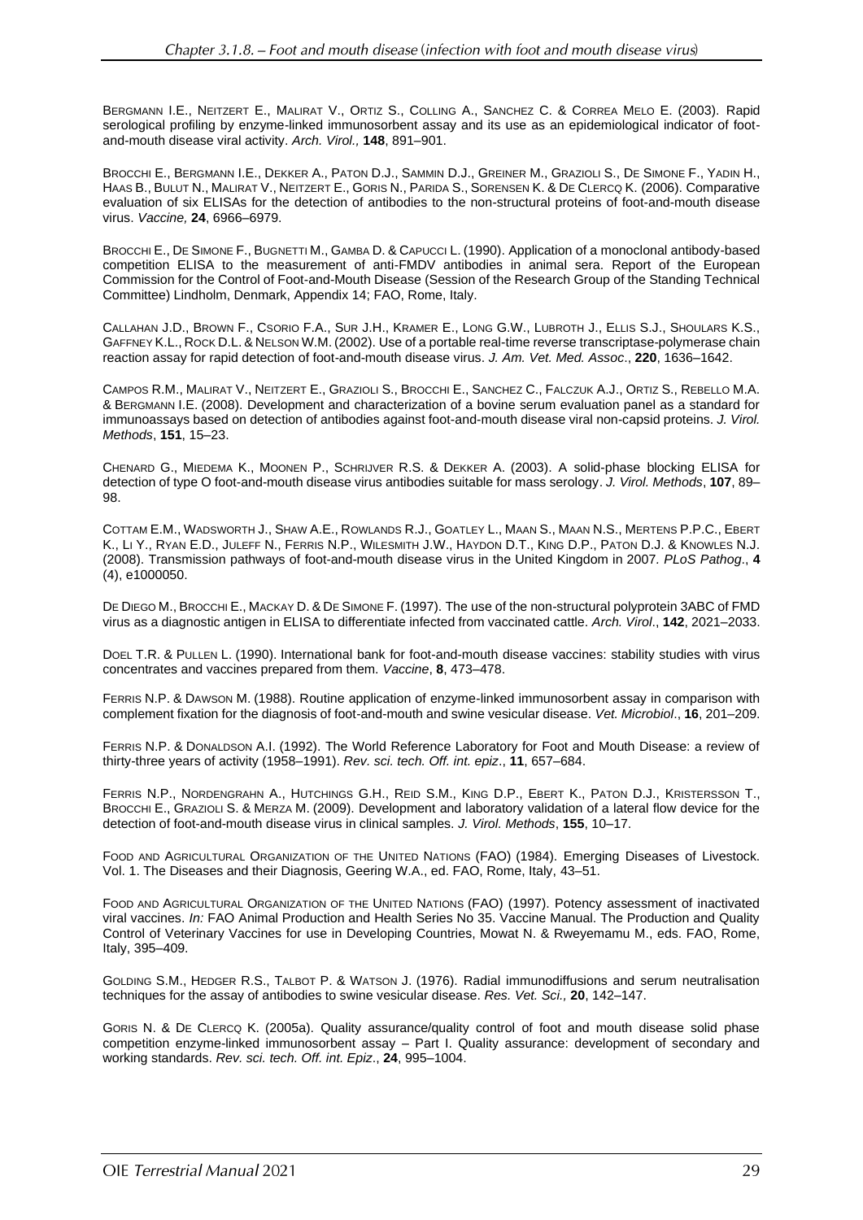BERGMANN I.E., NEITZERT E., MALIRAT V., ORTIZ S., COLLING A., SANCHEZ C. & CORREA MELO E. (2003). Rapid serological profiling by enzyme-linked immunosorbent assay and its use as an epidemiological indicator of foot-and-mouth disease viral activity. *Arch. Virol.,* **148**, 891–901.

BROCCHI E., BERGMANN I.E., DEKKER A., PATON D.J., SAMMIN D.J., GREINER M., GRAZIOLI S., DE SIMONE F., YADIN H., HAAS B., BULUT N., MALIRAT V., NEITZERT E., GORIS N., PARIDA S., SORENSEN K. & DE CLERCQ K. (2006). Comparative evaluation of six ELISAs for the detection of antibodies to the non-structural proteins of foot-and-mouth disease virus. *Vaccine,* **24**, 6966–6979.

BROCCHI E., DE SIMONE F., BUGNETTI M., GAMBA D. & CAPUCCI L. (1990). Application of a monoclonal antibody-based competition ELISA to the measurement of anti-FMDV antibodies in animal sera. Report of the European Commission for the Control of Foot-and-Mouth Disease (Session of the Research Group of the Standing Technical Committee) Lindholm, Denmark, Appendix 14; FAO, Rome, Italy.

CALLAHAN J.D., BROWN F., CSORIO F.A., SUR J.H., KRAMER E., LONG G.W., LUBROTH J., ELLIS S.J., SHOULARS K.S., GAFFNEY K.L., ROCK D.L. & NELSON W.M. (2002). Use of a portable real-time reverse transcriptase-polymerase chain reaction assay for rapid detection of foot-and-mouth disease virus. *J. Am. Vet. Med. Assoc*., **220**, 1636–1642.

CAMPOS R.M., MALIRAT V., NEITZERT E., GRAZIOLI S., BROCCHI E., SANCHEZ C., FALCZUK A.J., ORTIZ S., REBELLO M.A. & BERGMANN I.E. (2008). Development and characterization of a bovine serum evaluation panel as a standard for immunoassays based on detection of antibodies against foot-and-mouth disease viral non-capsid proteins. *J. Virol. Methods*, **151**, 15–23.

CHENARD G., MIEDEMA K., MOONEN P., SCHRIJVER R.S. & DEKKER A. (2003). A solid-phase blocking ELISA for detection of type O foot-and-mouth disease virus antibodies suitable for mass serology. *J. Virol. Methods*, **107**, 89–98.

COTTAM E.M., WADSWORTH J., SHAW A.E., ROWLANDS R.J., GOATLEY L., MAAN S., MAAN N.S., MERTENS P.P.C., EBERT K., LI Y., RYAN E.D., JULEFF N., FERRIS N.P., WILESMITH J.W., HAYDON D.T., KING D.P., PATON D.J. & KNOWLES N.J. (2008). Transmission pathways of foot-and-mouth disease virus in the United Kingdom in 2007. *PLoS Pathog*., **4** (4), e1000050.

DE DIEGO M., BROCCHI E., MACKAY D. & DE SIMONE F. (1997). The use of the non-structural polyprotein 3ABC of FMD virus as a diagnostic antigen in ELISA to differentiate infected from vaccinated cattle. *Arch. Virol*., **142**, 2021–2033.

DOEL T.R. & PULLEN L. (1990). International bank for foot-and-mouth disease vaccines: stability studies with virus concentrates and vaccines prepared from them. *Vaccine*, **8**, 473–478.

FERRIS N.P. & DAWSON M. (1988). Routine application of enzyme-linked immunosorbent assay in comparison with complement fixation for the diagnosis of foot-and-mouth and swine vesicular disease. *Vet. Microbiol*., **16**, 201–209.

FERRIS N.P. & DONALDSON A.I. (1992). The World Reference Laboratory for Foot and Mouth Disease: a review of thirty-three years of activity (1958–1991). *Rev. sci. tech. Off. int. epiz*., **11**, 657–684.

FERRIS N.P., NORDENGRAHN A., HUTCHINGS G.H., REID S.M., KING D.P., EBERT K., PATON D.J., KRISTERSSON T., BROCCHI E., GRAZIOLI S. & MERZA M. (2009). Development and laboratory validation of a lateral flow device for the detection of foot-and-mouth disease virus in clinical samples. *J. Virol. Methods*, **155**, 10–17.

FOOD AND AGRICULTURAL ORGANIZATION OF THE UNITED NATIONS (FAO) (1984). Emerging Diseases of Livestock. Vol. 1. The Diseases and their Diagnosis, Geering W.A., ed. FAO, Rome, Italy, 43–51.

FOOD AND AGRICULTURAL ORGANIZATION OF THE UNITED NATIONS (FAO) (1997). Potency assessment of inactivated viral vaccines. *In:* FAO Animal Production and Health Series No 35. Vaccine Manual. The Production and Quality Control of Veterinary Vaccines for use in Developing Countries, Mowat N. & Rweyemamu M., eds. FAO, Rome, Italy, 395–409.

GOLDING S.M., HEDGER R.S., TALBOT P. & WATSON J. (1976). Radial immunodiffusions and serum neutralisation techniques for the assay of antibodies to swine vesicular disease. *Res. Vet. Sci.,* **20**, 142–147.

GORIS N. & DE CLERCQ K. (2005a). Quality assurance/quality control of foot and mouth disease solid phase competition enzyme-linked immunosorbent assay – Part I. Quality assurance: development of secondary and working standards. *Rev. sci. tech. Off. int. Epiz*., **24**, 995–1004.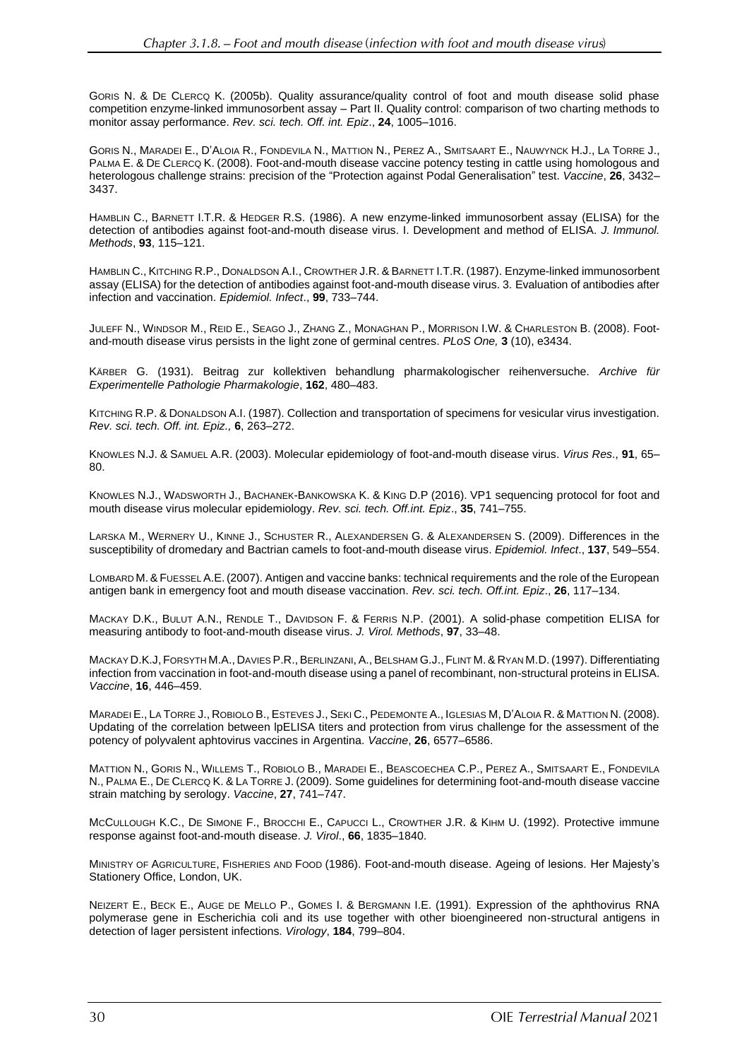GORIS N. & DE CLERCQ K. (2005b). Quality assurance/quality control of foot and mouth disease solid phase competition enzyme-linked immunosorbent assay – Part II. Quality control: comparison of two charting methods to monitor assay performance. *Rev. sci. tech. Off. int. Epiz*., **24**, 1005–1016.

GORIS N., MARADEI E., D'ALOIA R., FONDEVILA N., MATTION N., PEREZ A., SMITSAART E., NAUWYNCK H.J., LA TORRE J., PALMA E. & DE CLERCQ K. (2008). Foot-and-mouth disease vaccine potency testing in cattle using homologous and heterologous challenge strains: precision of the "Protection against Podal Generalisation" test. *Vaccine*, **26**, 3432–3437.

HAMBLIN C., BARNETT I.T.R. & HEDGER R.S. (1986). A new enzyme-linked immunosorbent assay (ELISA) for the detection of antibodies against foot-and-mouth disease virus. I. Development and method of ELISA. *J. Immunol. Methods*, **93**, 115–121.

HAMBLIN C., KITCHING R.P., DONALDSON A.I., CROWTHER J.R. & BARNETT I.T.R. (1987). Enzyme-linked immunosorbent assay (ELISA) for the detection of antibodies against foot-and-mouth disease virus. 3. Evaluation of antibodies after infection and vaccination. *Epidemiol. Infect*., **99**, 733–744.

JULEFF N., WINDSOR M., REID E., SEAGO J., ZHANG Z., MONAGHAN P., MORRISON I.W. & CHARLESTON B. (2008). Foot-and-mouth disease virus persists in the light zone of germinal centres. *PLoS One,* **3** (10), e3434.

KÄRBER G. (1931). Beitrag zur kollektiven behandlung pharmakologischer reihenversuche. *Archive für Experimentelle Pathologie Pharmakologie*, **162**, 480–483.

KITCHING R.P. & DONALDSON A.I. (1987). Collection and transportation of specimens for vesicular virus investigation. *Rev. sci. tech. Off. int. Epiz.,* **6**, 263–272.

KNOWLES N.J. & SAMUEL A.R. (2003). Molecular epidemiology of foot-and-mouth disease virus. *Virus Res*., **91**, 65–80.

KNOWLES N.J., WADSWORTH J., BACHANEK-BANKOWSKA K. & KING D.P (2016). VP1 sequencing protocol for foot and mouth disease virus molecular epidemiology. *Rev. sci. tech. Off.int. Epiz*., **35**, 741–755.

LARSKA M., WERNERY U., KINNE J., SCHUSTER R., ALEXANDERSEN G. & ALEXANDERSEN S. (2009). Differences in the susceptibility of dromedary and Bactrian camels to foot-and-mouth disease virus. *Epidemiol. Infect*., **137**, 549–554.

LOMBARD M. & FUESSEL A.E. (2007). Antigen and vaccine banks: technical requirements and the role of the European antigen bank in emergency foot and mouth disease vaccination. *Rev. sci. tech. Off.int. Epiz*., **26**, 117–134.

MACKAY D.K., BULUT A.N., RENDLE T., DAVIDSON F. & FERRIS N.P. (2001). A solid-phase competition ELISA for measuring antibody to foot-and-mouth disease virus. *J. Virol. Methods*, **97**, 33–48.

MACKAY D.K.J, FORSYTH M.A., DAVIES P.R., BERLINZANI, A., BELSHAM G.J., FLINT M. & RYAN M.D. (1997). Differentiating infection from vaccination in foot-and-mouth disease using a panel of recombinant, non-structural proteins in ELISA. *Vaccine*, **16**, 446–459.

MARADEI E., LA TORRE J., ROBIOLO B., ESTEVES J., SEKI C., PEDEMONTE A., IGLESIAS M, D'ALOIA R. & MATTION N. (2008). Updating of the correlation between lpELISA titers and protection from virus challenge for the assessment of the potency of polyvalent aphtovirus vaccines in Argentina. *Vaccine*, **26**, 6577–6586.

MATTION N., GORIS N., WILLEMS T., ROBIOLO B., MARADEI E., BEASCOECHEA C.P., PEREZ A., SMITSAART E., FONDEVILA N., PALMA E., DE CLERCQ K. & LA TORRE J. (2009). Some guidelines for determining foot-and-mouth disease vaccine strain matching by serology. *Vaccine*, **27**, 741–747.

MCCULLOUGH K.C., DE SIMONE F., BROCCHI E., CAPUCCI L., CROWTHER J.R. & KIHM U. (1992). Protective immune response against foot-and-mouth disease. *J. Virol*., **66**, 1835–1840.

MINISTRY OF AGRICULTURE, FISHERIES AND FOOD (1986). Foot-and-mouth disease. Ageing of lesions. Her Majesty's Stationery Office, London, UK.

NEIZERT E., BECK E., AUGE DE MELLO P., GOMES I. & BERGMANN I.E. (1991). Expression of the aphthovirus RNA polymerase gene in Escherichia coli and its use together with other bioengineered non-structural antigens in detection of lager persistent infections. *Virology*, **184**, 799–804.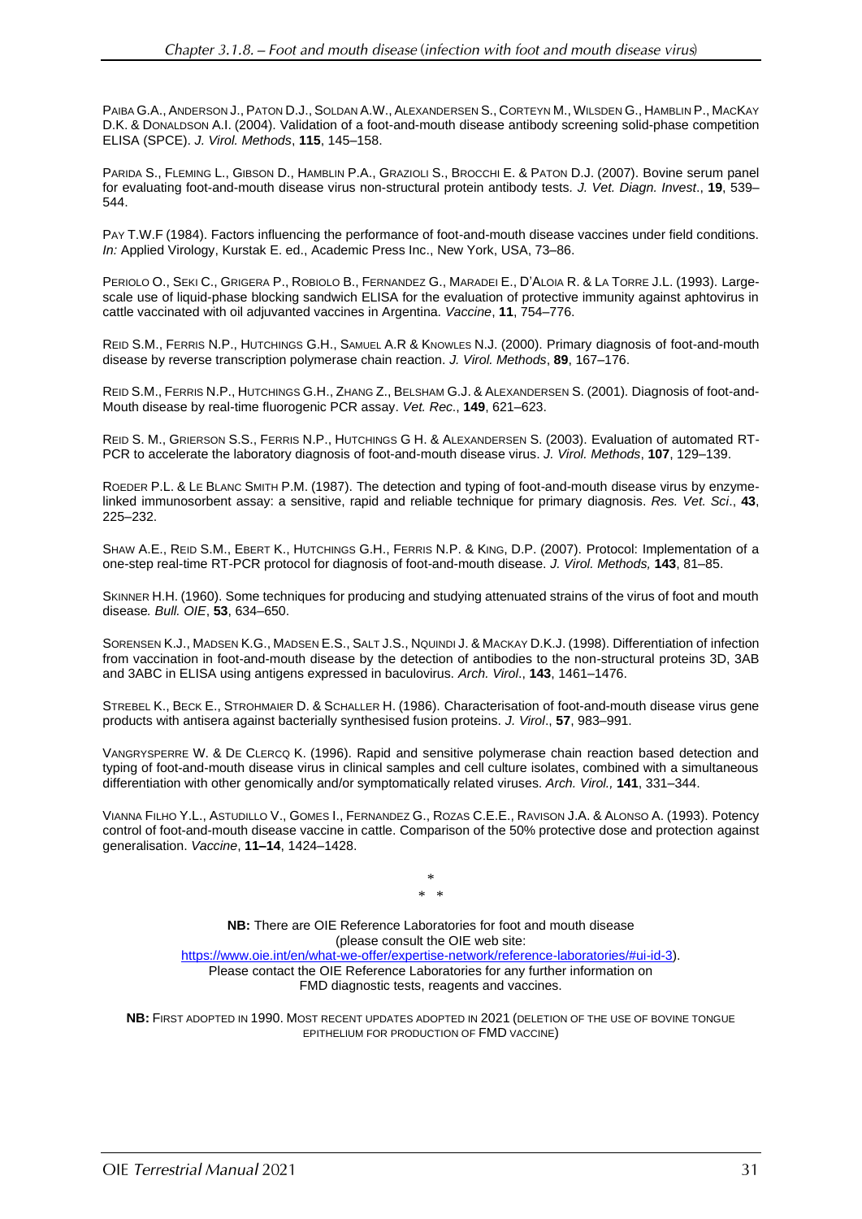PAIBA G.A., ANDERSON J., PATON D.J., SOLDAN A.W., ALEXANDERSEN S., CORTEYN M., WILSDEN G., HAMBLIN P., MACKAY D.K. & DONALDSON A.I. (2004). Validation of a foot-and-mouth disease antibody screening solid-phase competition ELISA (SPCE). *J. Virol. Methods*, **115**, 145–158.

PARIDA S., FLEMING L., GIBSON D., HAMBLIN P.A., GRAZIOLI S., BROCCHI E. & PATON D.J. (2007). Bovine serum panel for evaluating foot-and-mouth disease virus non-structural protein antibody tests. *J. Vet. Diagn. Invest*., **19**, 539–544.

PAY T.W.F (1984). Factors influencing the performance of foot-and-mouth disease vaccines under field conditions. *In:* Applied Virology, Kurstak E. ed., Academic Press Inc., New York, USA, 73–86.

PERIOLO O., SEKI C., GRIGERA P., ROBIOLO B., FERNANDEZ G., MARADEI E., D'ALOIA R. & LA TORRE J.L. (1993). Large-scale use of liquid-phase blocking sandwich ELISA for the evaluation of protective immunity against aphtovirus in cattle vaccinated with oil adjuvanted vaccines in Argentina. *Vaccine*, **11**, 754–776.

REID S.M., FERRIS N.P., HUTCHINGS G.H., SAMUEL A.R & KNOWLES N.J. (2000). Primary diagnosis of foot-and-mouth disease by reverse transcription polymerase chain reaction. *J. Virol. Methods*, **89**, 167–176.

REID S.M., FERRIS N.P., HUTCHINGS G.H., ZHANG Z., BELSHAM G.J. & ALEXANDERSEN S. (2001). Diagnosis of foot-and-Mouth disease by real-time fluorogenic PCR assay. *Vet. Rec*., **149**, 621–623.

REID S. M., GRIERSON S.S., FERRIS N.P., HUTCHINGS G H. & ALEXANDERSEN S. (2003). Evaluation of automated RT-PCR to accelerate the laboratory diagnosis of foot-and-mouth disease virus. *J. Virol. Methods*, **107**, 129–139.

ROEDER P.L. & LE BLANC SMITH P.M. (1987). The detection and typing of foot-and-mouth disease virus by enzyme-linked immunosorbent assay: a sensitive, rapid and reliable technique for primary diagnosis. *Res. Vet. Sci*., **43**, 225–232.

SHAW A.E., REID S.M., EBERT K., HUTCHINGS G.H., FERRIS N.P. & KING, D.P. (2007). Protocol: Implementation of a one-step real-time RT-PCR protocol for diagnosis of foot-and-mouth disease. *J. Virol. Methods,* **143**, 81–85.

SKINNER H.H. (1960). Some techniques for producing and studying attenuated strains of the virus of foot and mouth disease*. Bull. OIE*, **53**, 634–650.

SORENSEN K.J., MADSEN K.G., MADSEN E.S., SALT J.S., NQUINDI J. & MACKAY D.K.J. (1998). Differentiation of infection from vaccination in foot-and-mouth disease by the detection of antibodies to the non-structural proteins 3D, 3AB and 3ABC in ELISA using antigens expressed in baculovirus. *Arch. Virol*., **143**, 1461–1476.

STREBEL K., BECK E., STROHMAIER D. & SCHALLER H. (1986). Characterisation of foot-and-mouth disease virus gene products with antisera against bacterially synthesised fusion proteins. *J. Virol*., **57**, 983–991.

VANGRYSPERRE W. & DE CLERCQ K. (1996). Rapid and sensitive polymerase chain reaction based detection and typing of foot-and-mouth disease virus in clinical samples and cell culture isolates, combined with a simultaneous differentiation with other genomically and/or symptomatically related viruses. *Arch. Virol.,* **141**, 331–344.

VIANNA FILHO Y.L., ASTUDILLO V., GOMES I., FERNANDEZ G., ROZAS C.E.E., RAVISON J.A. & ALONSO A. (1993). Potency control of foot-and-mouth disease vaccine in cattle. Comparison of the 50% protective dose and protection against generalisation. *Vaccine*, **11–14**, 1424–1428.

*

\* *

**NB:** There are OIE Reference Laboratories for foot and mouth disease
(please consult the OIE web site:
https://www.oie.int/en/what-we-offer/expertise-network/reference-laboratories/#ui-id-3).
Please contact the OIE Reference Laboratories for any further information on
FMD diagnostic tests, reagents and vaccines.

**NB:** FIRST ADOPTED IN 1990. MOST RECENT UPDATES ADOPTED IN 2021 (DELETION OF THE USE OF BOVINE TONGUE EPITHELIUM FOR PRODUCTION OF FMD VACCINE)